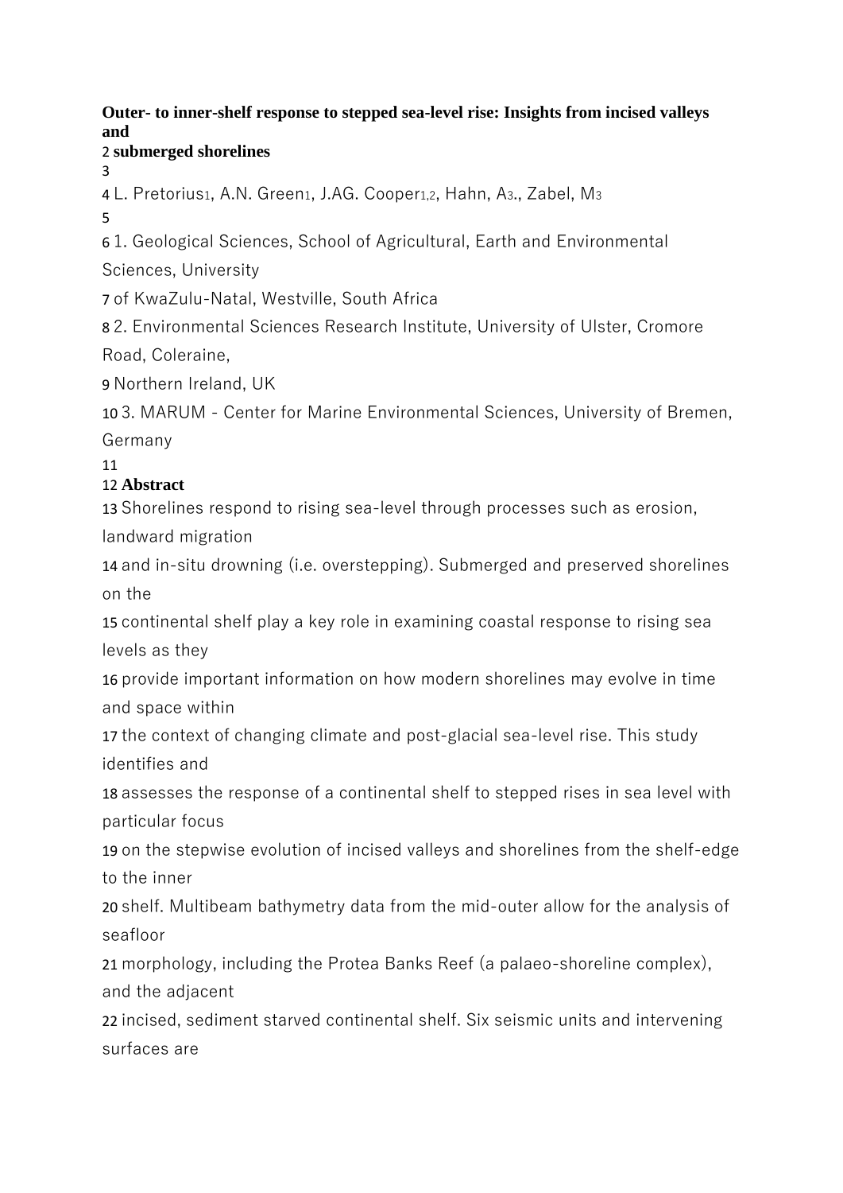**Outer- to inner-shelf response to stepped sea-level rise: Insights from incised valleys and submerged shorelines**

L. Pretorius[1], A.N. Green[1], J.AG. Cooper[1,2], Hahn, A[3]., Zabel, M[3]

1. Geological Sciences, School of Agricultural, Earth and Environmental Sciences, University of KwaZulu-Natal, Westville, South Africa
2. Environmental Sciences Research Institute, University of Ulster, Cromore Road, Coleraine, Northern Ireland, UK
3. MARUM - Center for Marine Environmental Sciences, University of Bremen, Germany

## Abstract

Shorelines respond to rising sea-level through processes such as erosion, landward migration and in-situ drowning (i.e. overstepping). Submerged and preserved shorelines on the continental shelf play a key role in examining coastal response to rising sea levels as they provide important information on how modern shorelines may evolve in time and space within the context of changing climate and post-glacial sea-level rise. This study identifies and assesses the response of a continental shelf to stepped rises in sea level with particular focus on the stepwise evolution of incised valleys and shorelines from the shelf-edge to the inner shelf. Multibeam bathymetry data from the mid-outer allow for the analysis of seafloor morphology, including the Protea Banks Reef (a palaeo-shoreline complex), and the adjacent incised, sediment starved continental shelf. Six seismic units and intervening surfaces are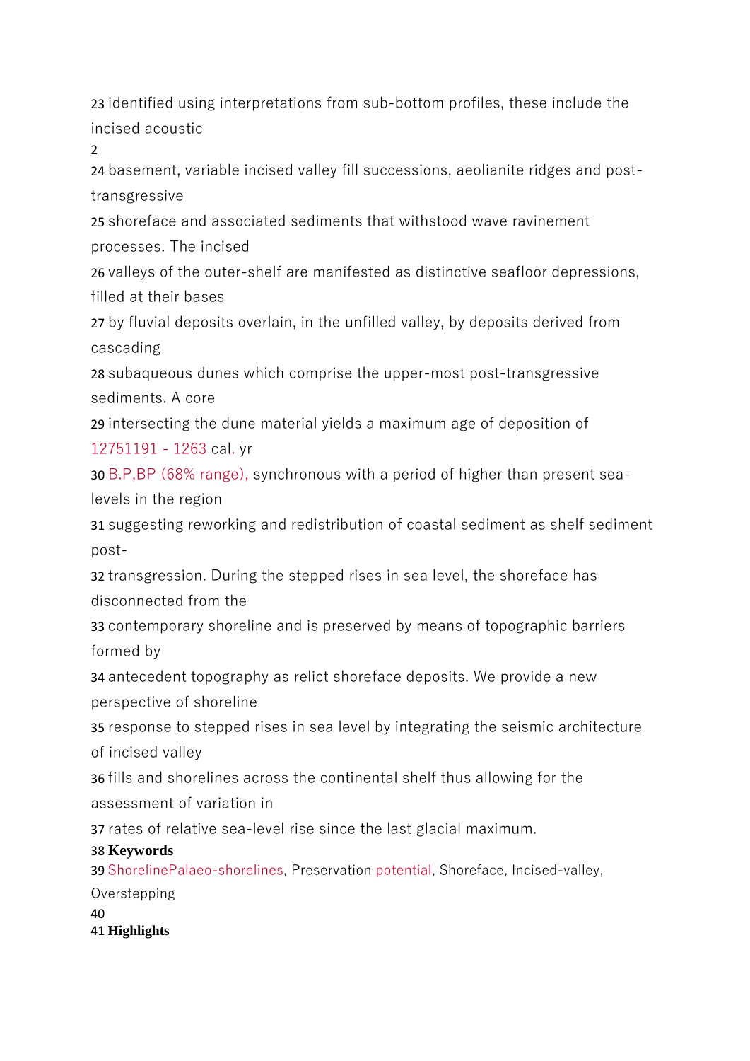23 identified using interpretations from sub-bottom profiles, these include the incised acoustic

24 basement, variable incised valley fill successions, aeolianite ridges and post-transgressive

25 shoreface and associated sediments that withstood wave ravinement processes. The incised

26 valleys of the outer-shelf are manifested as distinctive seafloor depressions, filled at their bases

27 by fluvial deposits overlain, in the unfilled valley, by deposits derived from cascading

28 subaqueous dunes which comprise the upper-most post-transgressive sediments. A core

29 intersecting the dune material yields a maximum age of deposition of 12751191 - 1263 cal. yr

30 B.P,BP (68% range), synchronous with a period of higher than present sea-levels in the region

31 suggesting reworking and redistribution of coastal sediment as shelf sediment post-

32 transgression. During the stepped rises in sea level, the shoreface has disconnected from the

33 contemporary shoreline and is preserved by means of topographic barriers formed by

34 antecedent topography as relict shoreface deposits. We provide a new perspective of shoreline

35 response to stepped rises in sea level by integrating the seismic architecture of incised valley

36 fills and shorelines across the continental shelf thus allowing for the assessment of variation in

37 rates of relative sea-level rise since the last glacial maximum.

38 **Keywords**

39 ShorelinePalaeo-shorelines, Preservation potential, Shoreface, Incised-valley, Overstepping

40

41 **Highlights**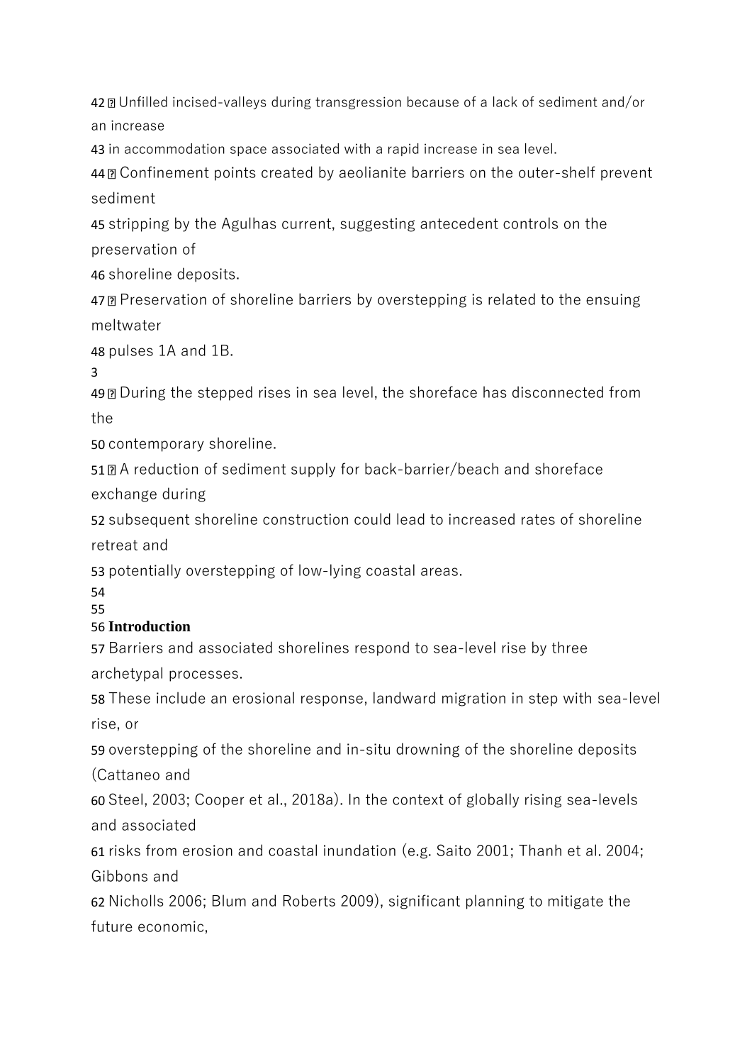- Unfilled incised-valleys during transgression because of a lack of sediment and/or an increase in accommodation space associated with a rapid increase in sea level.
- Confinement points created by aeolianite barriers on the outer-shelf prevent sediment stripping by the Agulhas current, suggesting antecedent controls on the preservation of shoreline deposits.
- Preservation of shoreline barriers by overstepping is related to the ensuing meltwater pulses 1A and 1B.
- During the stepped rises in sea level, the shoreface has disconnected from the contemporary shoreline.
- A reduction of sediment supply for back-barrier/beach and shoreface exchange during subsequent shoreline construction could lead to increased rates of shoreline retreat and potentially overstepping of low-lying coastal areas.

## Introduction

Barriers and associated shorelines respond to sea-level rise by three archetypal processes. These include an erosional response, landward migration in step with sea-level rise, or overstepping of the shoreline and in-situ drowning of the shoreline deposits (Cattaneo and Steel, 2003; Cooper et al., 2018a). In the context of globally rising sea-levels and associated risks from erosion and coastal inundation (e.g. Saito 2001; Thanh et al. 2004; Gibbons and Nicholls 2006; Blum and Roberts 2009), significant planning to mitigate the future economic,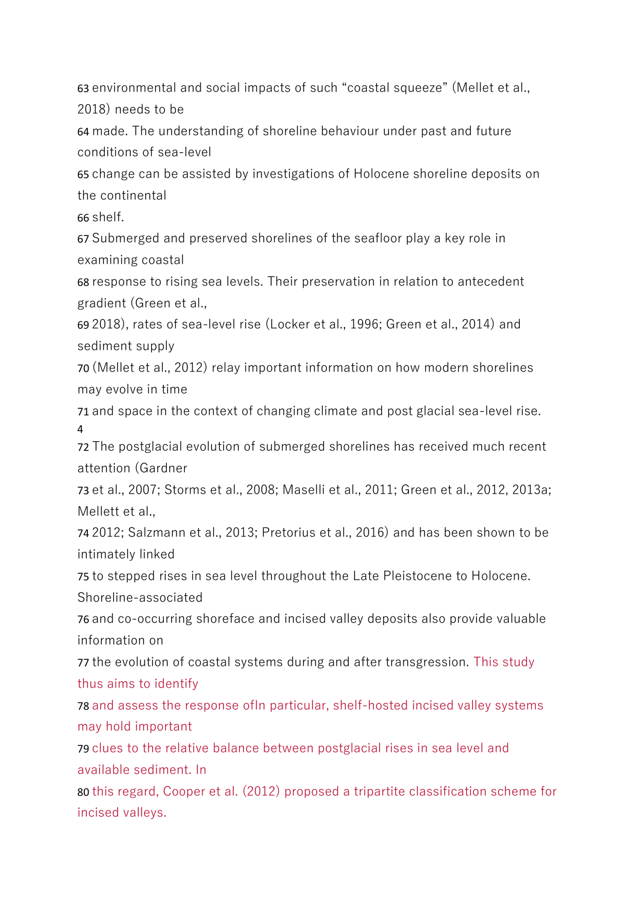63 environmental and social impacts of such "coastal squeeze" (Mellet et al., 2018) needs to be
64 made. The understanding of shoreline behaviour under past and future conditions of sea-level
65 change can be assisted by investigations of Holocene shoreline deposits on the continental
66 shelf.

67 Submerged and preserved shorelines of the seafloor play a key role in examining coastal
68 response to rising sea levels. Their preservation in relation to antecedent gradient (Green et al.,
69 2018), rates of sea-level rise (Locker et al., 1996; Green et al., 2014) and sediment supply
70 (Mellet et al., 2012) relay important information on how modern shorelines may evolve in time
71 and space in the context of changing climate and post glacial sea-level rise.

72 The postglacial evolution of submerged shorelines has received much recent attention (Gardner
73 et al., 2007; Storms et al., 2008; Maselli et al., 2011; Green et al., 2012, 2013a; Mellett et al.,
74 2012; Salzmann et al., 2013; Pretorius et al., 2016) and has been shown to be intimately linked
75 to stepped rises in sea level throughout the Late Pleistocene to Holocene. Shoreline-associated
76 and co-occurring shoreface and incised valley deposits also provide valuable information on
77 the evolution of coastal systems during and after transgression. This study thus aims to identify
78 and assess the response ofIn particular, shelf-hosted incised valley systems may hold important
79 clues to the relative balance between postglacial rises in sea level and available sediment. In
80 this regard, Cooper et al. (2012) proposed a tripartite classification scheme for incised valleys.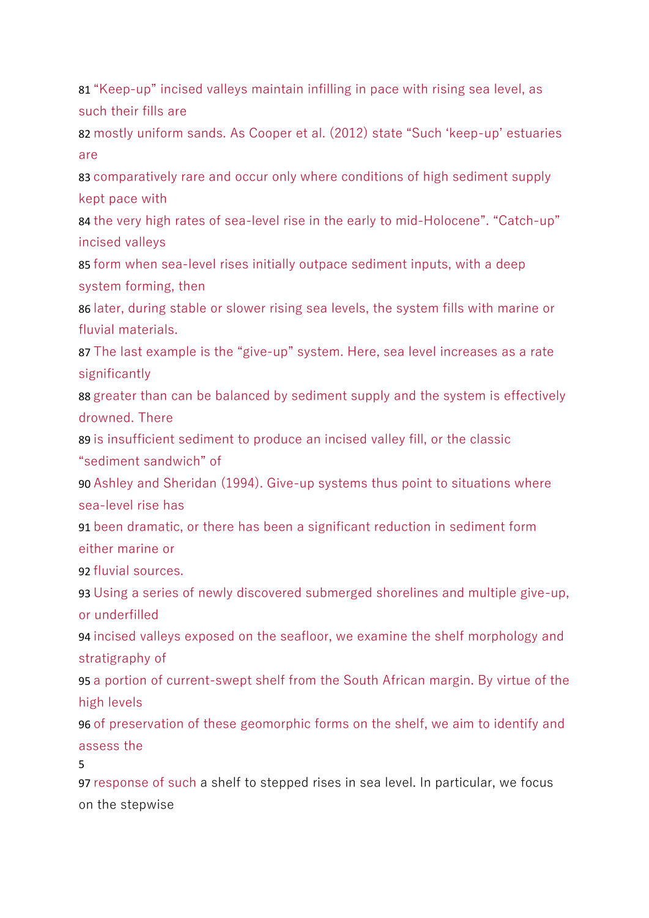81 “Keep-up” incised valleys maintain infilling in pace with rising sea level, as such their fills are
82 mostly uniform sands. As Cooper et al. (2012) state “Such ‘keep-up’ estuaries are
83 comparatively rare and occur only where conditions of high sediment supply kept pace with
84 the very high rates of sea-level rise in the early to mid-Holocene”. “Catch-up” incised valleys
85 form when sea-level rises initially outpace sediment inputs, with a deep system forming, then
86 later, during stable or slower rising sea levels, the system fills with marine or fluvial materials.
87 The last example is the “give-up” system. Here, sea level increases as a rate significantly
88 greater than can be balanced by sediment supply and the system is effectively drowned. There
89 is insufficient sediment to produce an incised valley fill, or the classic “sediment sandwich” of
90 Ashley and Sheridan (1994). Give-up systems thus point to situations where sea-level rise has
91 been dramatic, or there has been a significant reduction in sediment form either marine or
92 fluvial sources.
93 Using a series of newly discovered submerged shorelines and multiple give-up, or underfilled
94 incised valleys exposed on the seafloor, we examine the shelf morphology and stratigraphy of
95 a portion of current-swept shelf from the South African margin. By virtue of the high levels
96 of preservation of these geomorphic forms on the shelf, we aim to identify and assess the
97 response of such a shelf to stepped rises in sea level. In particular, we focus on the stepwise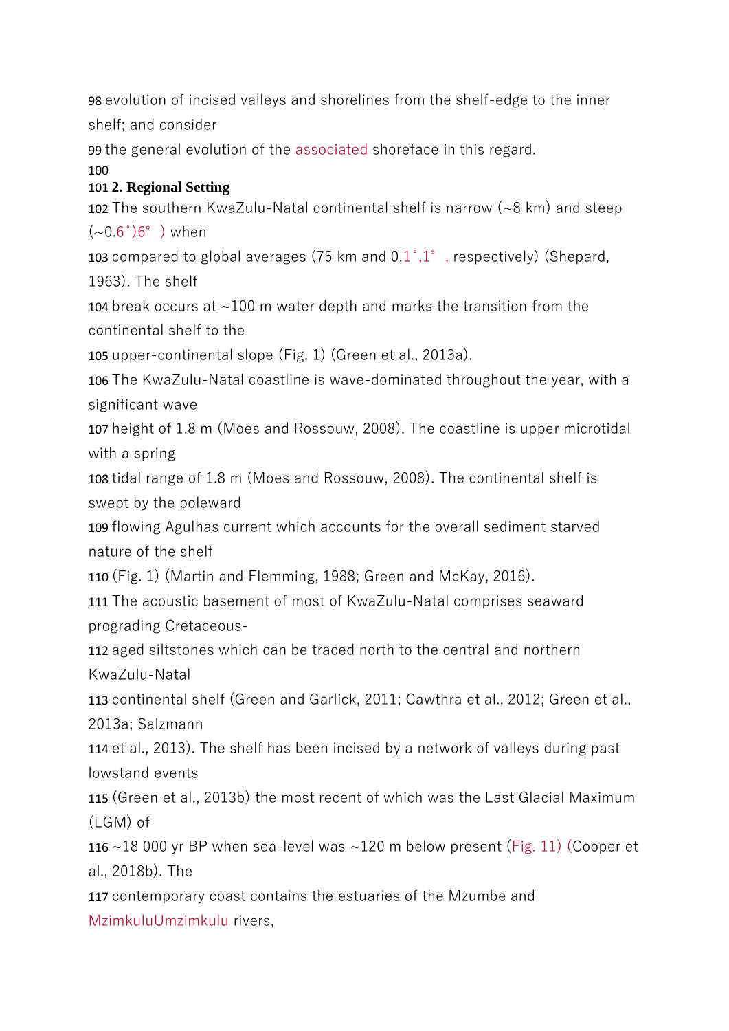98 evolution of incised valleys and shorelines from the shelf-edge to the inner shelf; and consider

99 the general evolution of the associated shoreface in this regard.

100

101 **2. Regional Setting**

102 The southern KwaZulu-Natal continental shelf is narrow (~8 km) and steep (~0.6˚)6° ) when

103 compared to global averages (75 km and 0.1˚,1° , respectively) (Shepard, 1963). The shelf

104 break occurs at ~100 m water depth and marks the transition from the continental shelf to the

105 upper-continental slope (Fig. 1) (Green et al., 2013a).

106 The KwaZulu-Natal coastline is wave-dominated throughout the year, with a significant wave

107 height of 1.8 m (Moes and Rossouw, 2008). The coastline is upper microtidal with a spring

108 tidal range of 1.8 m (Moes and Rossouw, 2008). The continental shelf is swept by the poleward

109 flowing Agulhas current which accounts for the overall sediment starved nature of the shelf

110 (Fig. 1) (Martin and Flemming, 1988; Green and McKay, 2016).

111 The acoustic basement of most of KwaZulu-Natal comprises seaward prograding Cretaceous-

112 aged siltstones which can be traced north to the central and northern KwaZulu-Natal

113 continental shelf (Green and Garlick, 2011; Cawthra et al., 2012; Green et al., 2013a; Salzmann

114 et al., 2013). The shelf has been incised by a network of valleys during past lowstand events

115 (Green et al., 2013b) the most recent of which was the Last Glacial Maximum (LGM) of

116 ~18 000 yr BP when sea-level was ~120 m below present (Fig. 11) (Cooper et al., 2018b). The

117 contemporary coast contains the estuaries of the Mzumbe and MzimkuluUmzimkulu rivers,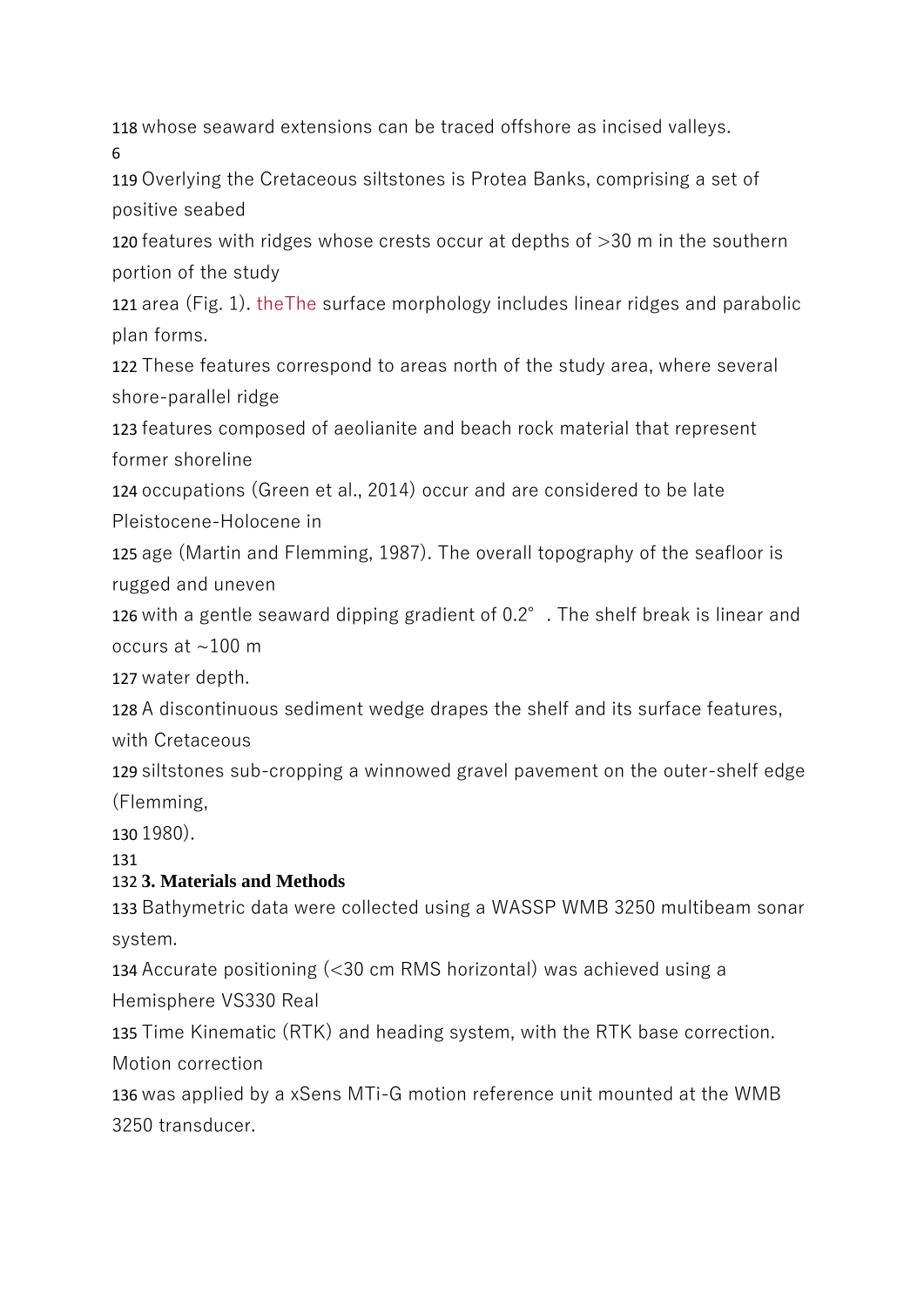whose seaward extensions can be traced offshore as incised valleys.

Overlying the Cretaceous siltstones is Protea Banks, comprising a set of positive seabed features with ridges whose crests occur at depths of >30 m in the southern portion of the study area (Fig. 1). theThe surface morphology includes linear ridges and parabolic plan forms. These features correspond to areas north of the study area, where several shore-parallel ridge features composed of aeolianite and beach rock material that represent former shoreline occupations (Green et al., 2014) occur and are considered to be late Pleistocene-Holocene in age (Martin and Flemming, 1987). The overall topography of the seafloor is rugged and uneven with a gentle seaward dipping gradient of 0.2°. The shelf break is linear and occurs at ~100 m water depth.

A discontinuous sediment wedge drapes the shelf and its surface features, with Cretaceous siltstones sub-cropping a winnowed gravel pavement on the outer-shelf edge (Flemming, 1980).

## 3. Materials and Methods

Bathymetric data were collected using a WASSP WMB 3250 multibeam sonar system. Accurate positioning (<30 cm RMS horizontal) was achieved using a Hemisphere VS330 Real Time Kinematic (RTK) and heading system, with the RTK base correction. Motion correction was applied by a xSens MTi-G motion reference unit mounted at the WMB 3250 transducer.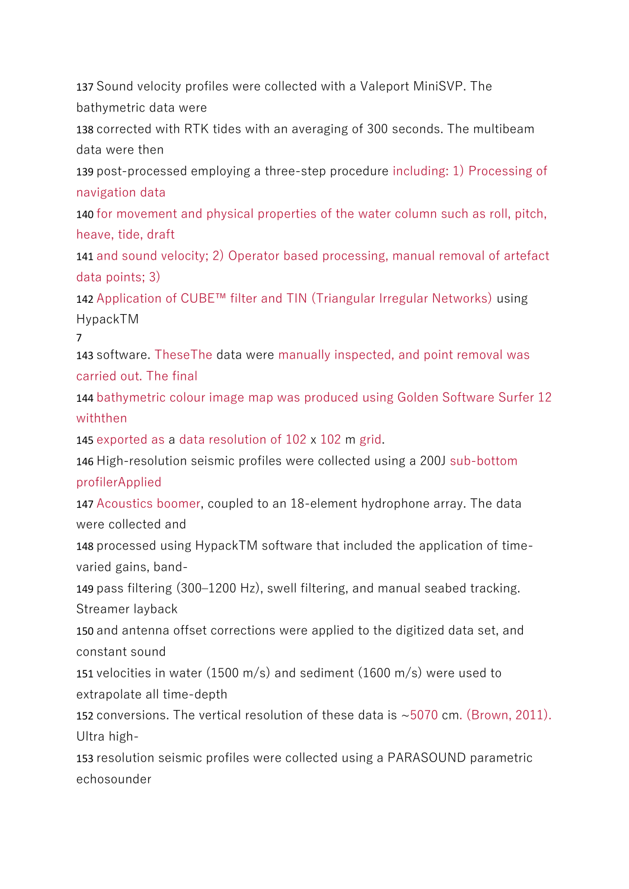137 Sound velocity profiles were collected with a Valeport MiniSVP. The bathymetric data were

138 corrected with RTK tides with an averaging of 300 seconds. The multibeam data were then

139 post-processed employing a three-step procedure including: 1) Processing of navigation data

140 for movement and physical properties of the water column such as roll, pitch, heave, tide, draft

141 and sound velocity; 2) Operator based processing, manual removal of artefact data points; 3)

142 Application of CUBE™ filter and TIN (Triangular Irregular Networks) using HypackTM

7

143 software. TheseThe data were manually inspected, and point removal was carried out. The final

144 bathymetric colour image map was produced using Golden Software Surfer 12 withthen

145 exported as a data resolution of 102 x 102 m grid.

146 High-resolution seismic profiles were collected using a 200J sub-bottom profilerApplied

147 Acoustics boomer, coupled to an 18-element hydrophone array. The data were collected and

148 processed using HypackTM software that included the application of time-varied gains, band-

149 pass filtering (300–1200 Hz), swell filtering, and manual seabed tracking. Streamer layback

150 and antenna offset corrections were applied to the digitized data set, and constant sound

151 velocities in water (1500 m/s) and sediment (1600 m/s) were used to extrapolate all time-depth

152 conversions. The vertical resolution of these data is ~5070 cm. (Brown, 2011). Ultra high-

153 resolution seismic profiles were collected using a PARASOUND parametric echosounder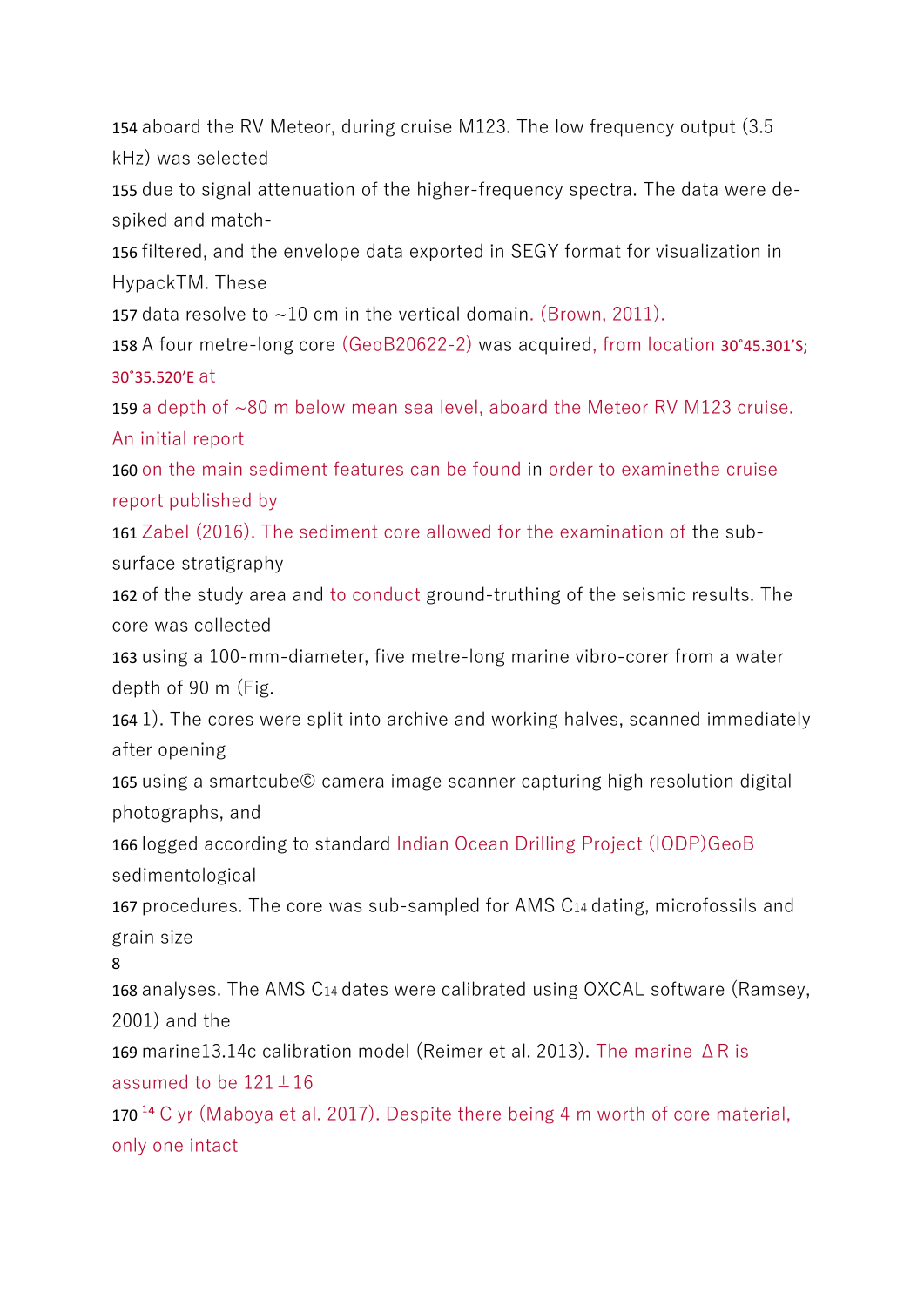154 aboard the RV Meteor, during cruise M123. The low frequency output (3.5 kHz) was selected

155 due to signal attenuation of the higher-frequency spectra. The data were de-spiked and match-

156 filtered, and the envelope data exported in SEGY format for visualization in HypackTM. These

157 data resolve to ~10 cm in the vertical domain. (Brown, 2011).

158 A four metre-long core (GeoB20622-2) was acquired, from location 30°45.301′S; 30°35.520′E at

159 a depth of ~80 m below mean sea level, aboard the Meteor RV M123 cruise. An initial report

160 on the main sediment features can be found in order to examinethe cruise report published by

161 Zabel (2016). The sediment core allowed for the examination of the sub-surface stratigraphy

162 of the study area and to conduct ground-truthing of the seismic results. The core was collected

163 using a 100-mm-diameter, five metre-long marine vibro-corer from a water depth of 90 m (Fig.

164 1). The cores were split into archive and working halves, scanned immediately after opening

165 using a smartcube© camera image scanner capturing high resolution digital photographs, and

166 logged according to standard Indian Ocean Drilling Project (IODP)GeoB sedimentological

167 procedures. The core was sub-sampled for AMS $C_{14}$ dating, microfossils and grain size

168 analyses. The AMS $C_{14}$ dates were calibrated using OXCAL software (Ramsey, 2001) and the

169 marine13.14c calibration model (Reimer et al. 2013). The marine ΔR is assumed to be 121±16

170 $^{14}$C yr (Maboya et al. 2017). Despite there being 4 m worth of core material, only one intact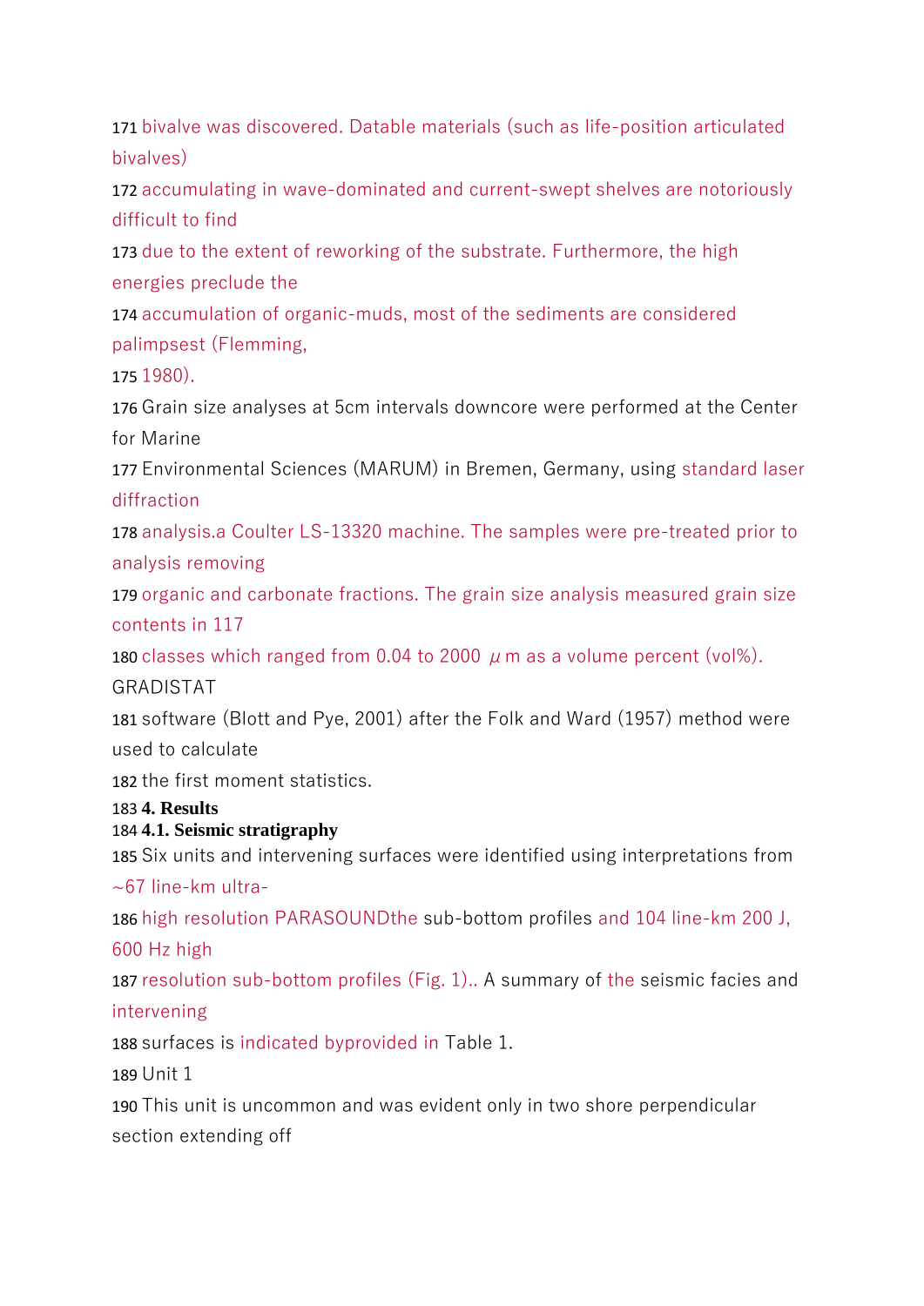171 bivalve was discovered. Datable materials (such as life-position articulated bivalves)
172 accumulating in wave-dominated and current-swept shelves are notoriously difficult to find
173 due to the extent of reworking of the substrate. Furthermore, the high energies preclude the
174 accumulation of organic-muds, most of the sediments are considered palimpsest (Flemming,
175 1980).
176 Grain size analyses at 5cm intervals downcore were performed at the Center for Marine
177 Environmental Sciences (MARUM) in Bremen, Germany, using standard laser diffraction
178 analysis.a Coulter LS-13320 machine. The samples were pre-treated prior to analysis removing
179 organic and carbonate fractions. The grain size analysis measured grain size contents in 117
180 classes which ranged from 0.04 to 2000 μm as a volume percent (vol%). GRADISTAT
181 software (Blott and Pye, 2001) after the Folk and Ward (1957) method were used to calculate
182 the first moment statistics.
183 **4. Results**
184 **4.1. Seismic stratigraphy**
185 Six units and intervening surfaces were identified using interpretations from ~67 line-km ultra-
186 high resolution PARASOUNDthe sub-bottom profiles and 104 line-km 200 J, 600 Hz high
187 resolution sub-bottom profiles (Fig. 1).. A summary of the seismic facies and intervening
188 surfaces is indicated byprovided in Table 1.
189 Unit 1
190 This unit is uncommon and was evident only in two shore perpendicular section extending off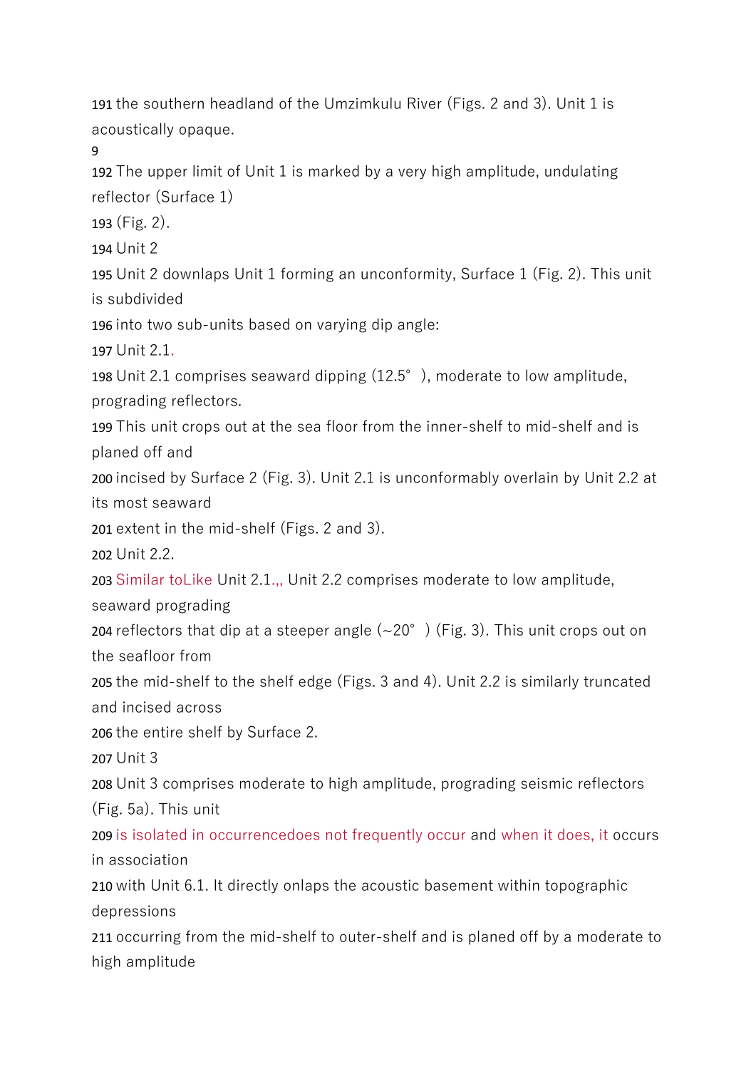191 the southern headland of the Umzimkulu River (Figs. 2 and 3). Unit 1 is acoustically opaque.

192 The upper limit of Unit 1 is marked by a very high amplitude, undulating reflector (Surface 1)

193 (Fig. 2).

194 Unit 2

195 Unit 2 downlaps Unit 1 forming an unconformity, Surface 1 (Fig. 2). This unit is subdivided

196 into two sub-units based on varying dip angle:

197 Unit 2.1.

198 Unit 2.1 comprises seaward dipping (12.5°), moderate to low amplitude, prograding reflectors.

199 This unit crops out at the sea floor from the inner-shelf to mid-shelf and is planed off and

200 incised by Surface 2 (Fig. 3). Unit 2.1 is unconformably overlain by Unit 2.2 at its most seaward

201 extent in the mid-shelf (Figs. 2 and 3).

202 Unit 2.2.

203 Similar toLike Unit 2.1.,, Unit 2.2 comprises moderate to low amplitude, seaward prograding

204 reflectors that dip at a steeper angle (~20°) (Fig. 3). This unit crops out on the seafloor from

205 the mid-shelf to the shelf edge (Figs. 3 and 4). Unit 2.2 is similarly truncated and incised across

206 the entire shelf by Surface 2.

207 Unit 3

208 Unit 3 comprises moderate to high amplitude, prograding seismic reflectors (Fig. 5a). This unit

209 is isolated in occurrencedoes not frequently occur and when it does, it occurs in association

210 with Unit 6.1. It directly onlaps the acoustic basement within topographic depressions

211 occurring from the mid-shelf to outer-shelf and is planed off by a moderate to high amplitude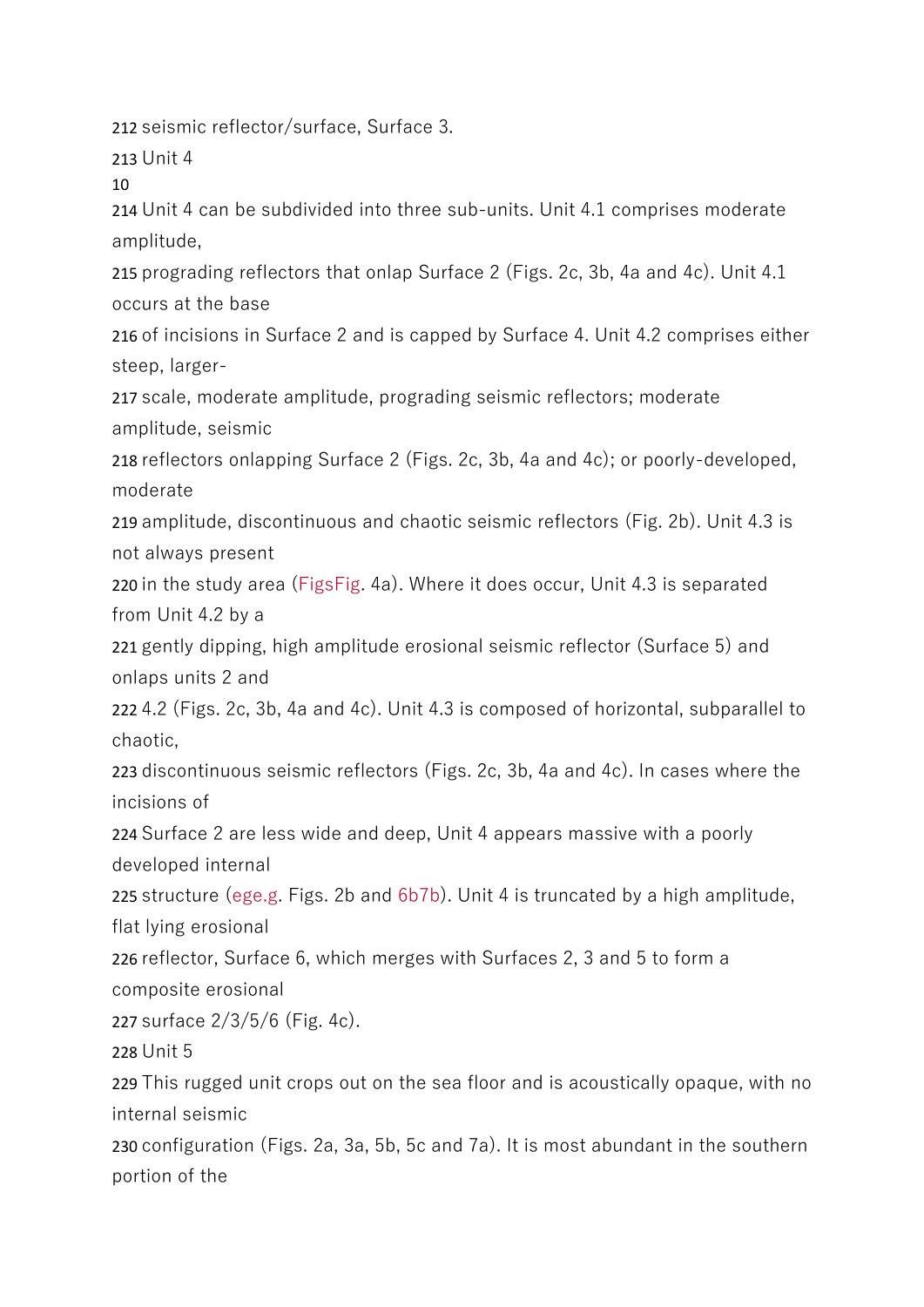seismic reflector/surface, Surface 3.

### Unit 4

Unit 4 can be subdivided into three sub-units. Unit 4.1 comprises moderate amplitude, prograding reflectors that onlap Surface 2 (Figs. 2c, 3b, 4a and 4c). Unit 4.1 occurs at the base of incisions in Surface 2 and is capped by Surface 4. Unit 4.2 comprises either steep, larger-scale, moderate amplitude, prograding seismic reflectors; moderate amplitude, seismic reflectors onlapping Surface 2 (Figs. 2c, 3b, 4a and 4c); or poorly-developed, moderate amplitude, discontinuous and chaotic seismic reflectors (Fig. 2b). Unit 4.3 is not always present in the study area (FigsFig. 4a). Where it does occur, Unit 4.3 is separated from Unit 4.2 by a gently dipping, high amplitude erosional seismic reflector (Surface 5) and onlaps units 2 and 4.2 (Figs. 2c, 3b, 4a and 4c). Unit 4.3 is composed of horizontal, subparallel to chaotic, discontinuous seismic reflectors (Figs. 2c, 3b, 4a and 4c). In cases where the incisions of Surface 2 are less wide and deep, Unit 4 appears massive with a poorly developed internal structure (ege.g. Figs. 2b and 6b7b). Unit 4 is truncated by a high amplitude, flat lying erosional reflector, Surface 6, which merges with Surfaces 2, 3 and 5 to form a composite erosional surface 2/3/5/6 (Fig. 4c).

### Unit 5

This rugged unit crops out on the sea floor and is acoustically opaque, with no internal seismic configuration (Figs. 2a, 3a, 5b, 5c and 7a). It is most abundant in the southern portion of the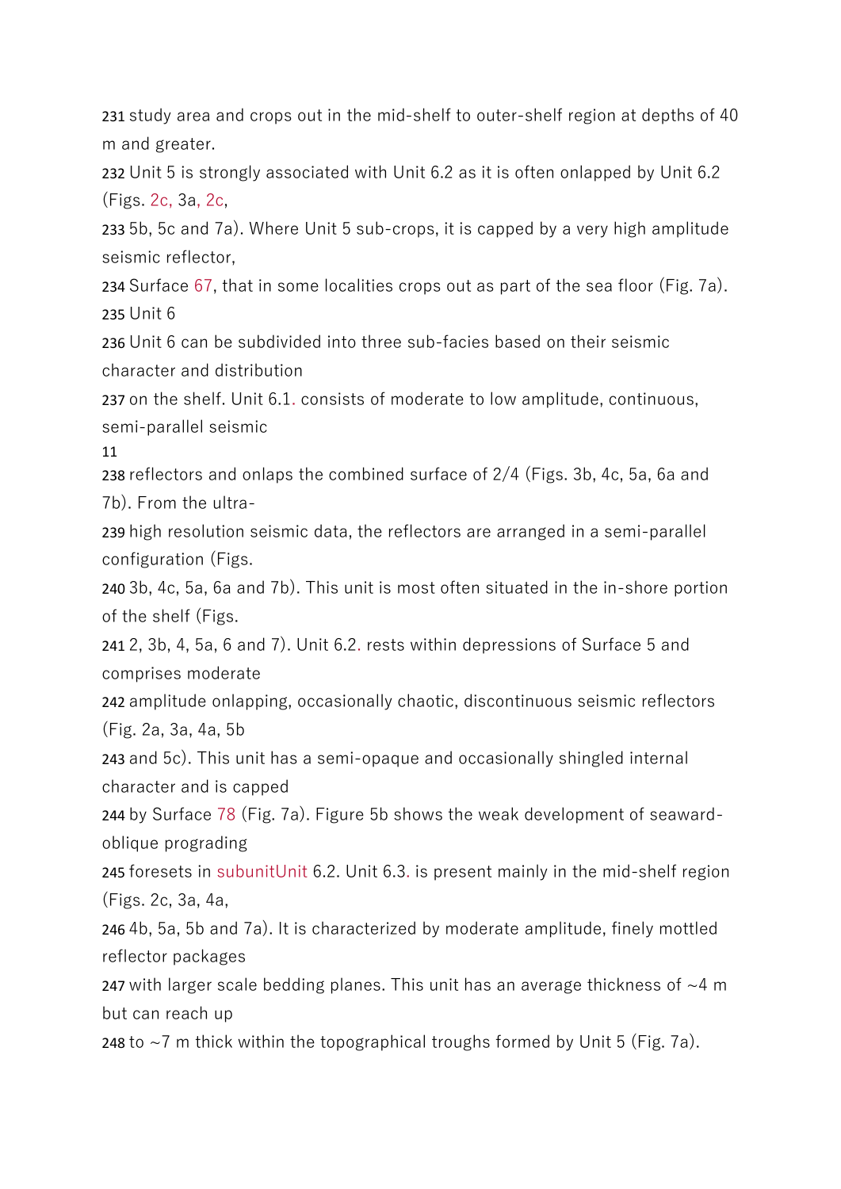231 study area and crops out in the mid-shelf to outer-shelf region at depths of 40 m and greater.

232 Unit 5 is strongly associated with Unit 6.2 as it is often onlapped by Unit 6.2 (Figs. 2c, 3a, 2c,

233 5b, 5c and 7a). Where Unit 5 sub-crops, it is capped by a very high amplitude seismic reflector,

234 Surface 67, that in some localities crops out as part of the sea floor (Fig. 7a).

235 Unit 6

236 Unit 6 can be subdivided into three sub-facies based on their seismic character and distribution

237 on the shelf. Unit 6.1. consists of moderate to low amplitude, continuous, semi-parallel seismic

238 reflectors and onlaps the combined surface of 2/4 (Figs. 3b, 4c, 5a, 6a and 7b). From the ultra-

239 high resolution seismic data, the reflectors are arranged in a semi-parallel configuration (Figs.

240 3b, 4c, 5a, 6a and 7b). This unit is most often situated in the in-shore portion of the shelf (Figs.

241 2, 3b, 4, 5a, 6 and 7). Unit 6.2. rests within depressions of Surface 5 and comprises moderate

242 amplitude onlapping, occasionally chaotic, discontinuous seismic reflectors (Fig. 2a, 3a, 4a, 5b

243 and 5c). This unit has a semi-opaque and occasionally shingled internal character and is capped

244 by Surface 78 (Fig. 7a). Figure 5b shows the weak development of seaward-oblique prograding

245 foresets in subunitUnit 6.2. Unit 6.3. is present mainly in the mid-shelf region (Figs. 2c, 3a, 4a,

246 4b, 5a, 5b and 7a). It is characterized by moderate amplitude, finely mottled reflector packages

247 with larger scale bedding planes. This unit has an average thickness of ~4 m but can reach up

248 to ~7 m thick within the topographical troughs formed by Unit 5 (Fig. 7a).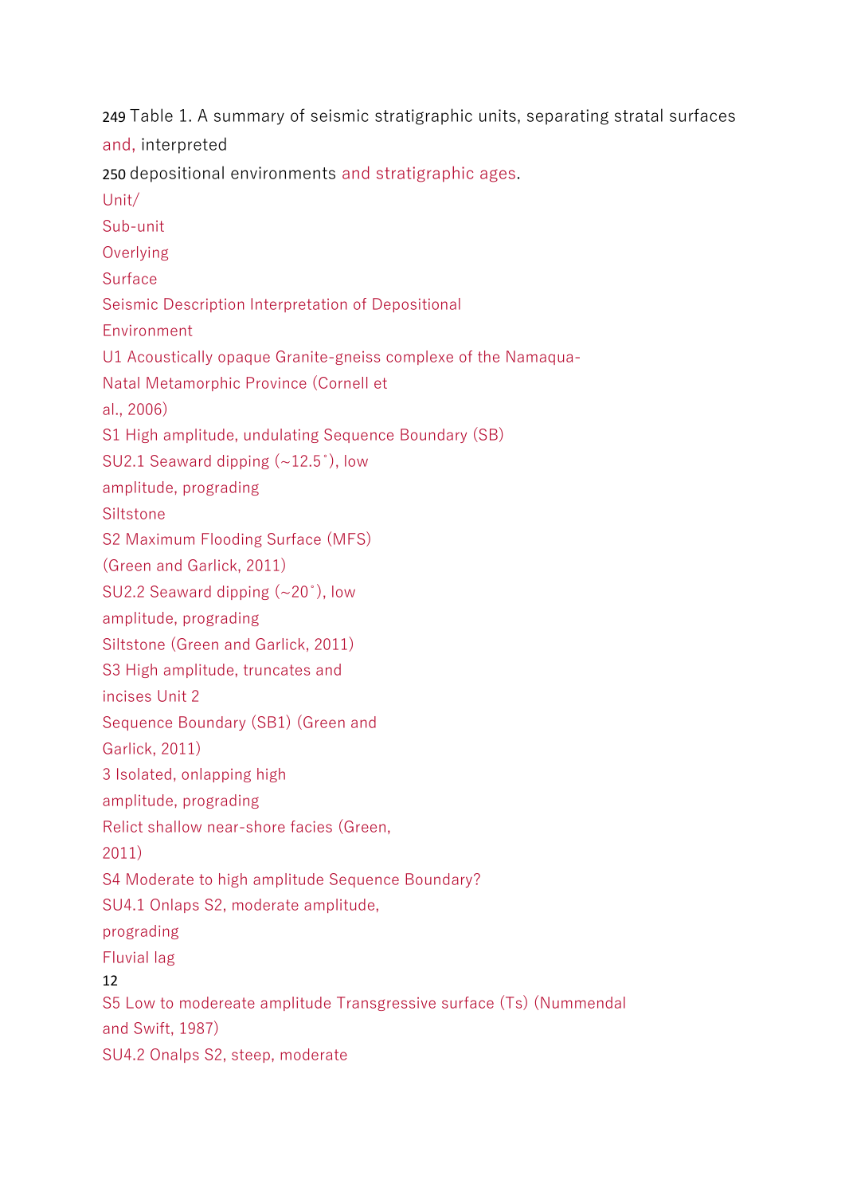249 Table 1. A summary of seismic stratigraphic units, separating stratal surfaces and, interpreted

250 depositional environments and stratigraphic ages.

| Unit/ Sub-unit | Overlying Surface | Seismic Description | Interpretation of Depositional Environment |
|---|---|---|---|
| U1 | | Acoustically opaque | Granite-gneiss complexe of the Namaqua-Natal Metamorphic Province (Cornell et al., 2006) |
| | S1 | High amplitude, undulating | Sequence Boundary (SB) |
| SU2.1 | | Seaward dipping (~12.5˚), low amplitude, prograding | Siltstone |
| | S2 | | Maximum Flooding Surface (MFS) (Green and Garlick, 2011) |
| SU2.2 | | Seaward dipping (~20˚), low amplitude, prograding | Siltstone (Green and Garlick, 2011) |
| | S3 | High amplitude, truncates and incises Unit 2 | Sequence Boundary (SB1) (Green and Garlick, 2011) |
| 3 | | Isolated, onlapping high amplitude, prograding | Relict shallow near-shore facies (Green, 2011) |
| | S4 | Moderate to high amplitude | Sequence Boundary? |
| SU4.1 | | Onlaps S2, moderate amplitude, prograding | Fluvial lag |
| | S5 | Low to modereate amplitude | Transgressive surface (Ts) (Nummendal and Swift, 1987) |
| SU4.2 | | Onalps S2, steep, moderate | |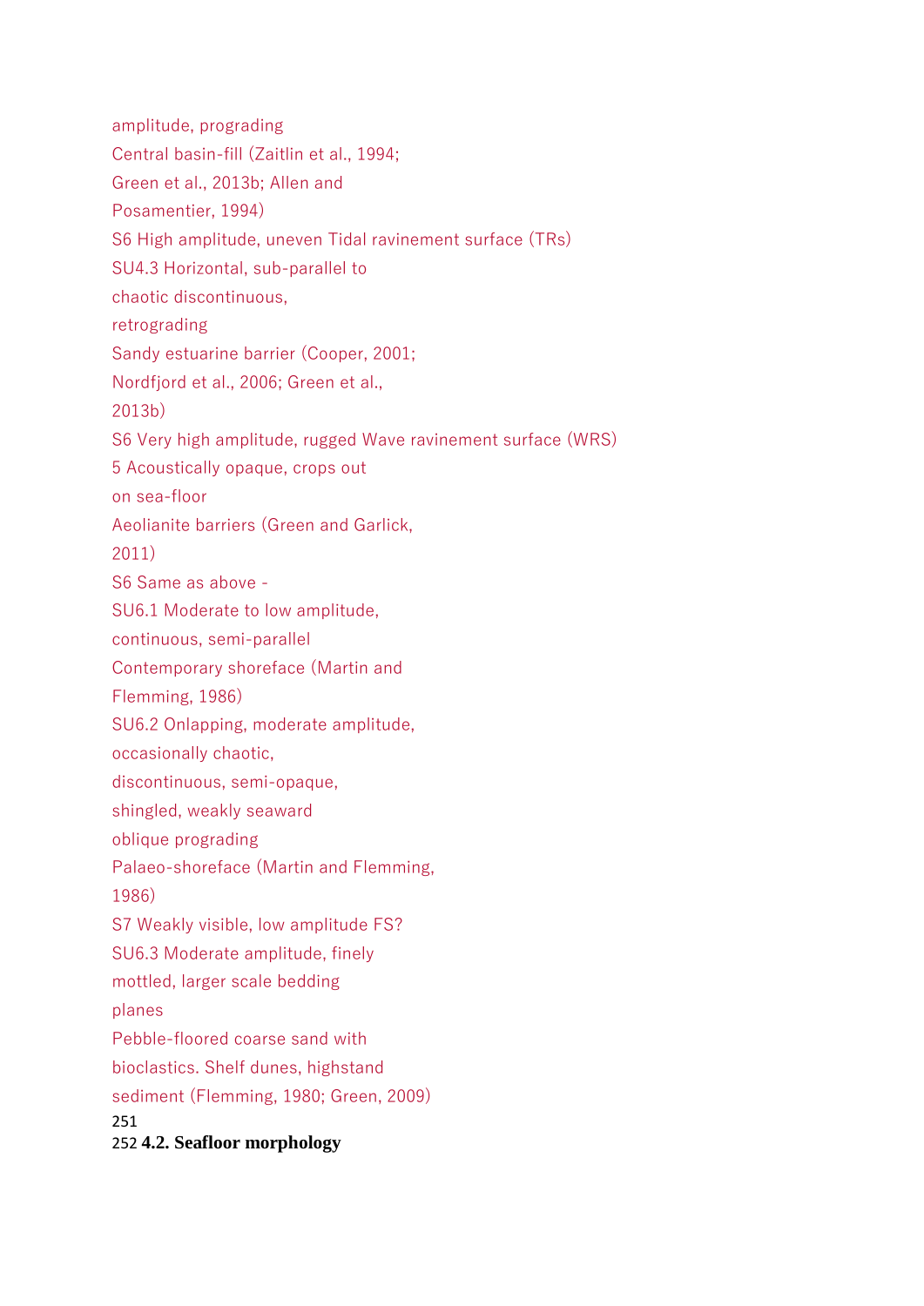amplitude, prograding

Central basin-fill (Zaitlin et al., 1994; Green et al., 2013b; Allen and Posamentier, 1994)

S6 High amplitude, uneven Tidal ravinement surface (TRs)

SU4.3 Horizontal, sub-parallel to chaotic discontinuous, retrograding

Sandy estuarine barrier (Cooper, 2001; Nordfjord et al., 2006; Green et al., 2013b)

S6 Very high amplitude, rugged Wave ravinement surface (WRS)

5 Acoustically opaque, crops out on sea-floor

Aeolianite barriers (Green and Garlick, 2011)

S6 Same as above -

SU6.1 Moderate to low amplitude, continuous, semi-parallel

Contemporary shoreface (Martin and Flemming, 1986)

SU6.2 Onlapping, moderate amplitude, occasionally chaotic, discontinuous, semi-opaque, shingled, weakly seaward oblique prograding

Palaeo-shoreface (Martin and Flemming, 1986)

S7 Weakly visible, low amplitude FS?

SU6.3 Moderate amplitude, finely mottled, larger scale bedding planes

Pebble-floored coarse sand with bioclastics. Shelf dunes, highstand sediment (Flemming, 1980; Green, 2009)

251

252 **4.2. Seafloor morphology**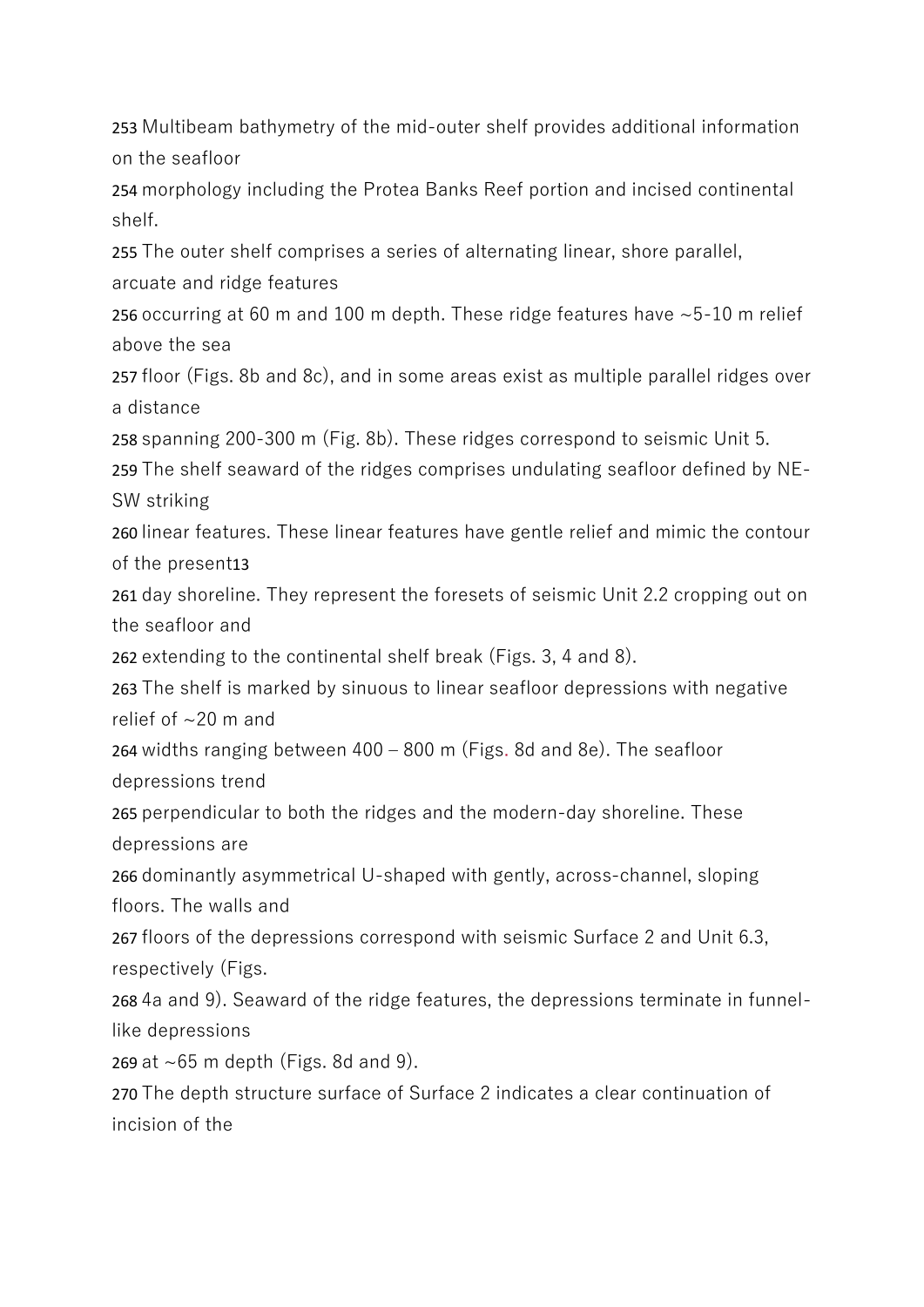253 Multibeam bathymetry of the mid-outer shelf provides additional information on the seafloor
254 morphology including the Protea Banks Reef portion and incised continental shelf.
255 The outer shelf comprises a series of alternating linear, shore parallel, arcuate and ridge features
256 occurring at 60 m and 100 m depth. These ridge features have ~5-10 m relief above the sea
257 floor (Figs. 8b and 8c), and in some areas exist as multiple parallel ridges over a distance
258 spanning 200-300 m (Fig. 8b). These ridges correspond to seismic Unit 5.
259 The shelf seaward of the ridges comprises undulating seafloor defined by NE-SW striking
260 linear features. These linear features have gentle relief and mimic the contour of the present
261 day shoreline. They represent the foresets of seismic Unit 2.2 cropping out on the seafloor and
262 extending to the continental shelf break (Figs. 3, 4 and 8).
263 The shelf is marked by sinuous to linear seafloor depressions with negative relief of ~20 m and
264 widths ranging between 400 – 800 m (Figs. 8d and 8e). The seafloor depressions trend
265 perpendicular to both the ridges and the modern-day shoreline. These depressions are
266 dominantly asymmetrical U-shaped with gently, across-channel, sloping floors. The walls and
267 floors of the depressions correspond with seismic Surface 2 and Unit 6.3, respectively (Figs.
268 4a and 9). Seaward of the ridge features, the depressions terminate in funnel-like depressions
269 at ~65 m depth (Figs. 8d and 9).
270 The depth structure surface of Surface 2 indicates a clear continuation of incision of the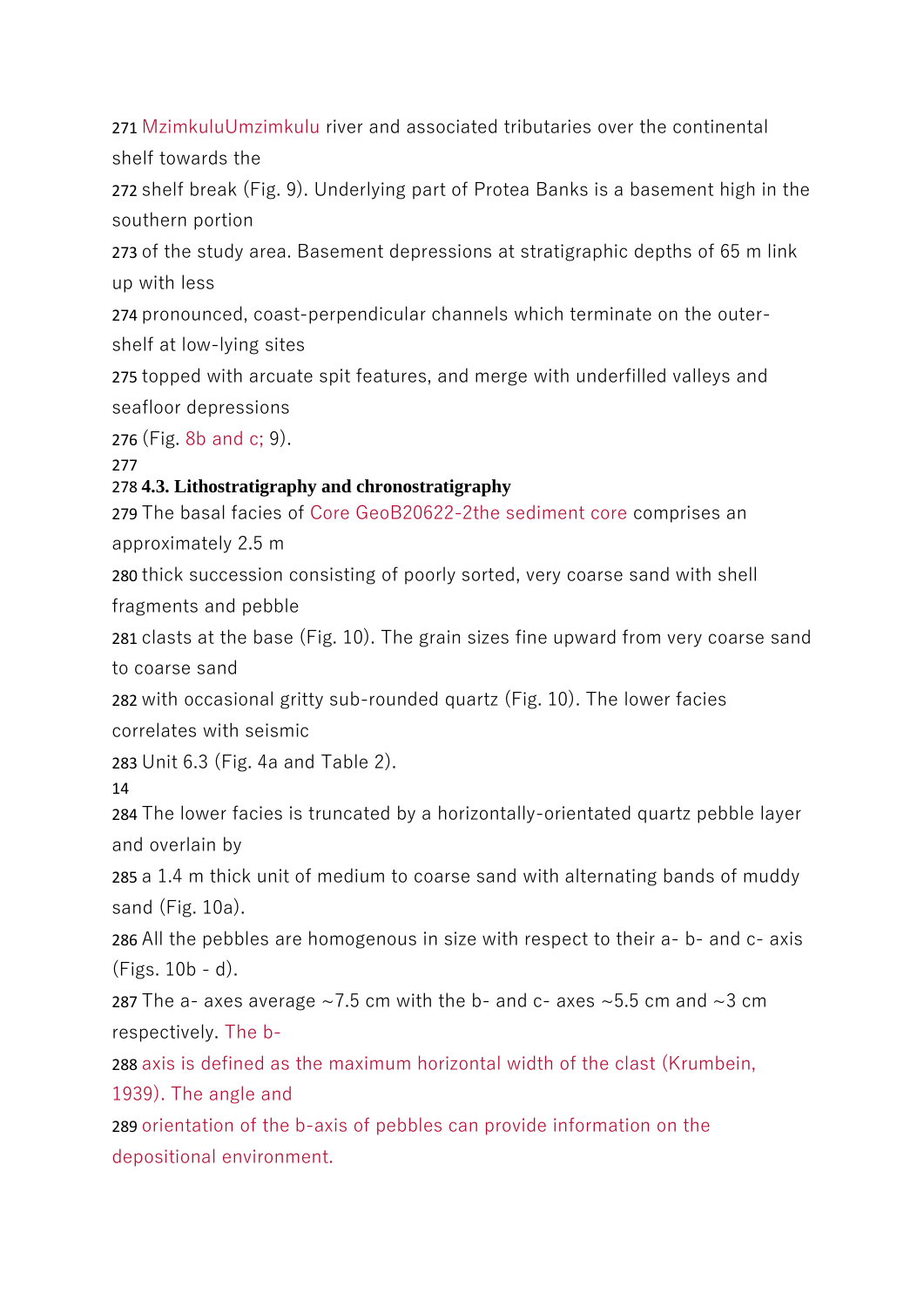MzimkuluUmzimkulu river and associated tributaries over the continental shelf towards the shelf break (Fig. 9). Underlying part of Protea Banks is a basement high in the southern portion of the study area. Basement depressions at stratigraphic depths of 65 m link up with less pronounced, coast-perpendicular channels which terminate on the outer-shelf at low-lying sites topped with arcuate spit features, and merge with underfilled valleys and seafloor depressions (Fig. 8b and c; 9).

### 4.3. Lithostratigraphy and chronostratigraphy

The basal facies of Core GeoB20622-2the sediment core comprises an approximately 2.5 m thick succession consisting of poorly sorted, very coarse sand with shell fragments and pebble clasts at the base (Fig. 10). The grain sizes fine upward from very coarse sand to coarse sand with occasional gritty sub-rounded quartz (Fig. 10). The lower facies correlates with seismic Unit 6.3 (Fig. 4a and Table 2).

The lower facies is truncated by a horizontally-orientated quartz pebble layer and overlain by a 1.4 m thick unit of medium to coarse sand with alternating bands of muddy sand (Fig. 10a). All the pebbles are homogenous in size with respect to their a- b- and c- axis (Figs. 10b - d). The a- axes average ~7.5 cm with the b- and c- axes ~5.5 cm and ~3 cm respectively. The b-axis is defined as the maximum horizontal width of the clast (Krumbein, 1939). The angle and orientation of the b-axis of pebbles can provide information on the depositional environment.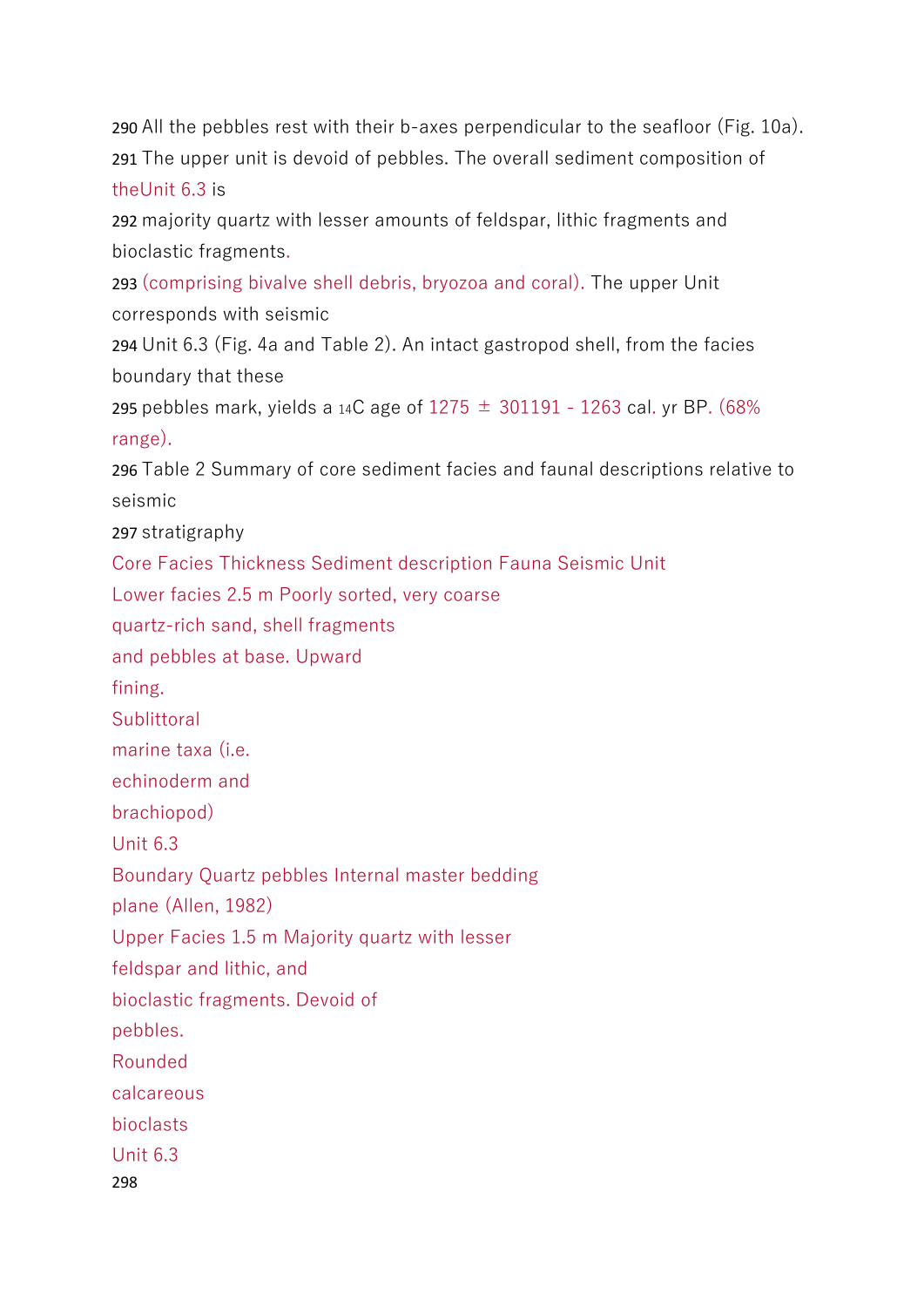290 All the pebbles rest with their b-axes perpendicular to the seafloor (Fig. 10a).
291 The upper unit is devoid of pebbles. The overall sediment composition of theUnit 6.3 is
292 majority quartz with lesser amounts of feldspar, lithic fragments and bioclastic fragments.
293 (comprising bivalve shell debris, bryozoa and coral). The upper Unit corresponds with seismic
294 Unit 6.3 (Fig. 4a and Table 2). An intact gastropod shell, from the facies boundary that these
295 pebbles mark, yields a $^{14}$C age of 1275 ± 301191 - 1263 cal. yr BP. (68% range).
296 Table 2 Summary of core sediment facies and faunal descriptions relative to seismic
297 stratigraphy

| Core Facies | Thickness | Sediment description | Fauna | Seismic Unit |
|---|---|---|---|---|
| Lower facies | 2.5 m | Poorly sorted, very coarse quartz-rich sand, shell fragments and pebbles at base. Upward fining. | Sublittoral marine taxa (i.e. echinoderm and brachiopod) | Unit 6.3 |
| Boundary | | Quartz pebbles | | Internal master bedding plane (Allen, 1982) |
| Upper Facies | 1.5 m | Majority quartz with lesser feldspar and lithic, and bioclastic fragments. Devoid of pebbles. | Rounded calcareous bioclasts | Unit 6.3 |

298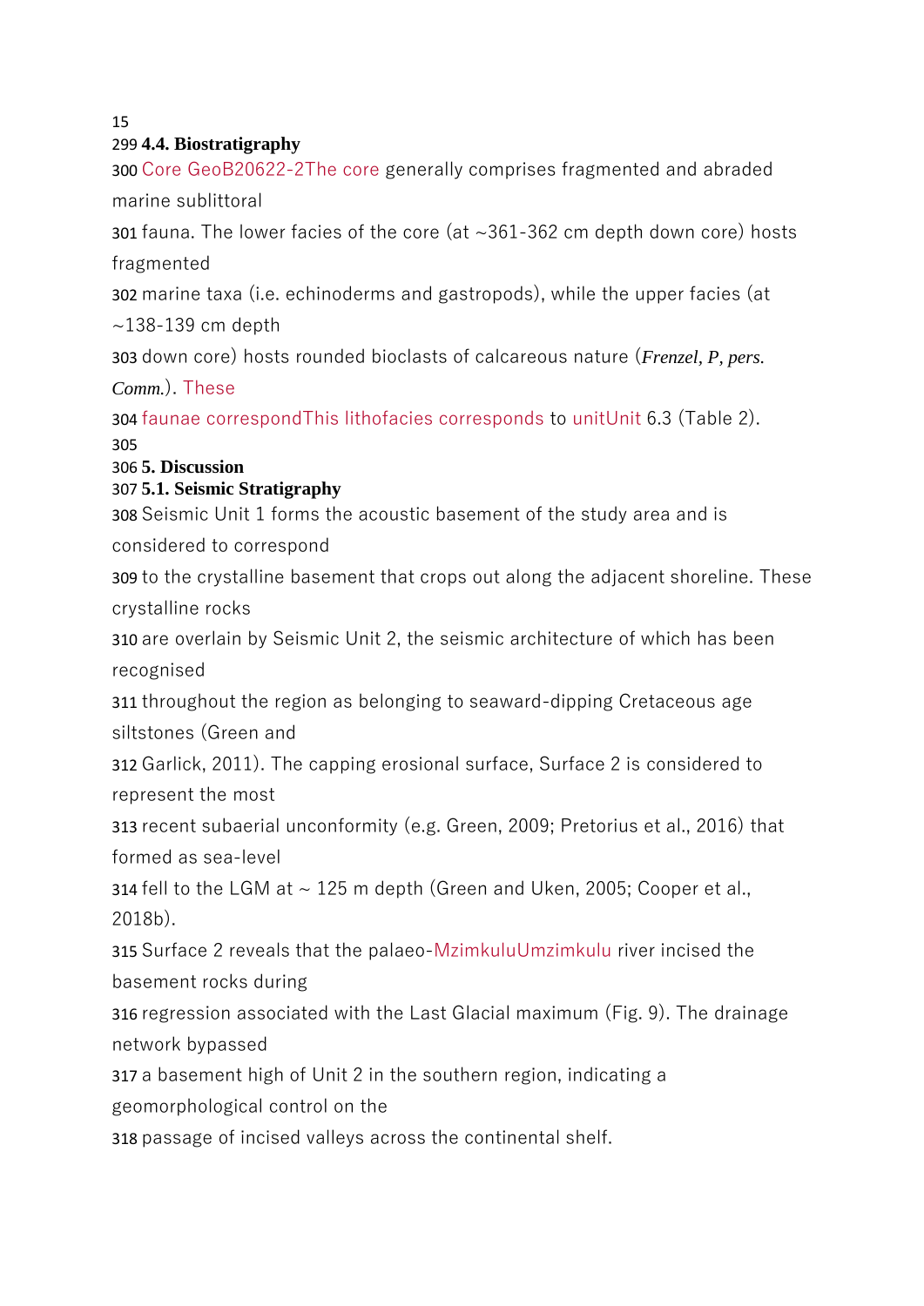### 4.4. Biostratigraphy

Core GeoB20622-2The core generally comprises fragmented and abraded marine sublittoral fauna. The lower facies of the core (at ~361-362 cm depth down core) hosts fragmented marine taxa (i.e. echinoderms and gastropods), while the upper facies (at ~138-139 cm depth down core) hosts rounded bioclasts of calcareous nature (*Frenzel, P, pers. Comm.*). These faunae correspondThis lithofacies corresponds to unitUnit 6.3 (Table 2).

## 5. Discussion

### 5.1. Seismic Stratigraphy

Seismic Unit 1 forms the acoustic basement of the study area and is considered to correspond to the crystalline basement that crops out along the adjacent shoreline. These crystalline rocks are overlain by Seismic Unit 2, the seismic architecture of which has been recognised throughout the region as belonging to seaward-dipping Cretaceous age siltstones (Green and Garlick, 2011). The capping erosional surface, Surface 2 is considered to represent the most recent subaerial unconformity (e.g. Green, 2009; Pretorius et al., 2016) that formed as sea-level fell to the LGM at ~ 125 m depth (Green and Uken, 2005; Cooper et al., 2018b). Surface 2 reveals that the palaeo-MzimkuluUmzimkulu river incised the basement rocks during regression associated with the Last Glacial maximum (Fig. 9). The drainage network bypassed a basement high of Unit 2 in the southern region, indicating a geomorphological control on the passage of incised valleys across the continental shelf.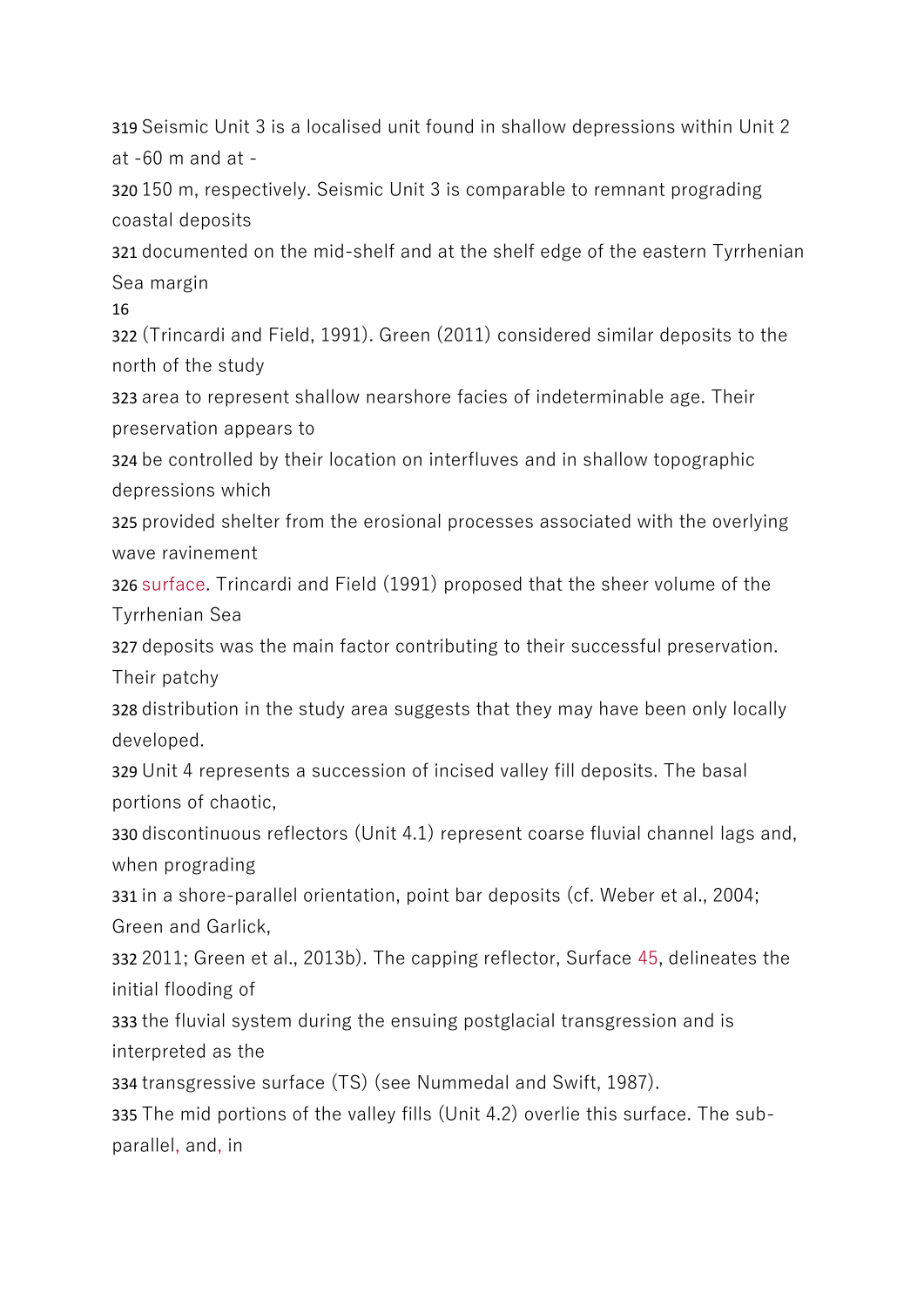Seismic Unit 3 is a localised unit found in shallow depressions within Unit 2 at -60 m and at -150 m, respectively. Seismic Unit 3 is comparable to remnant prograding coastal deposits documented on the mid-shelf and at the shelf edge of the eastern Tyrrhenian Sea margin (Trincardi and Field, 1991). Green (2011) considered similar deposits to the north of the study area to represent shallow nearshore facies of indeterminable age. Their preservation appears to be controlled by their location on interfluves and in shallow topographic depressions which provided shelter from the erosional processes associated with the overlying wave ravinement surface. Trincardi and Field (1991) proposed that the sheer volume of the Tyrrhenian Sea deposits was the main factor contributing to their successful preservation. Their patchy distribution in the study area suggests that they may have been only locally developed.

Unit 4 represents a succession of incised valley fill deposits. The basal portions of chaotic, discontinuous reflectors (Unit 4.1) represent coarse fluvial channel lags and, when prograding in a shore-parallel orientation, point bar deposits (cf. Weber et al., 2004; Green and Garlick, 2011; Green et al., 2013b). The capping reflector, Surface 45, delineates the initial flooding of the fluvial system during the ensuing postglacial transgression and is interpreted as the transgressive surface (TS) (see Nummedal and Swift, 1987).

The mid portions of the valley fills (Unit 4.2) overlie this surface. The sub-parallel, and, in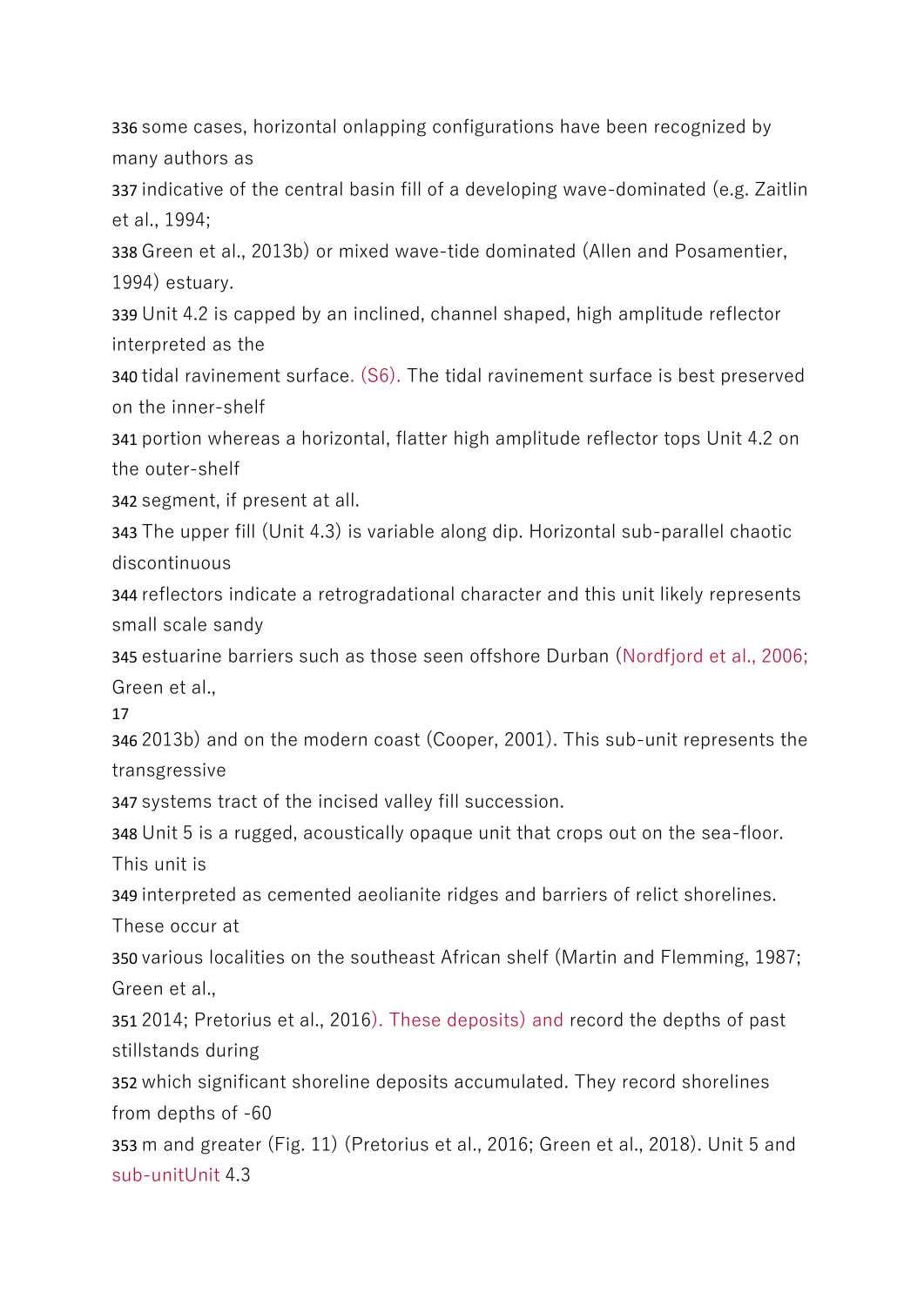336 some cases, horizontal onlapping configurations have been recognized by many authors as
337 indicative of the central basin fill of a developing wave-dominated (e.g. Zaitlin et al., 1994;
338 Green et al., 2013b) or mixed wave-tide dominated (Allen and Posamentier, 1994) estuary.
339 Unit 4.2 is capped by an inclined, channel shaped, high amplitude reflector interpreted as the
340 tidal ravinement surface. (S6). The tidal ravinement surface is best preserved on the inner-shelf
341 portion whereas a horizontal, flatter high amplitude reflector tops Unit 4.2 on the outer-shelf
342 segment, if present at all.
343 The upper fill (Unit 4.3) is variable along dip. Horizontal sub-parallel chaotic discontinuous
344 reflectors indicate a retrogradational character and this unit likely represents small scale sandy
345 estuarine barriers such as those seen offshore Durban (Nordfjord et al., 2006; Green et al.,
346 2013b) and on the modern coast (Cooper, 2001). This sub-unit represents the transgressive
347 systems tract of the incised valley fill succession.
348 Unit 5 is a rugged, acoustically opaque unit that crops out on the sea-floor. This unit is
349 interpreted as cemented aeolianite ridges and barriers of relict shorelines. These occur at
350 various localities on the southeast African shelf (Martin and Flemming, 1987; Green et al.,
351 2014; Pretorius et al., 2016). These deposits) and record the depths of past stillstands during
352 which significant shoreline deposits accumulated. They record shorelines from depths of -60
353 m and greater (Fig. 11) (Pretorius et al., 2016; Green et al., 2018). Unit 5 and sub-unitUnit 4.3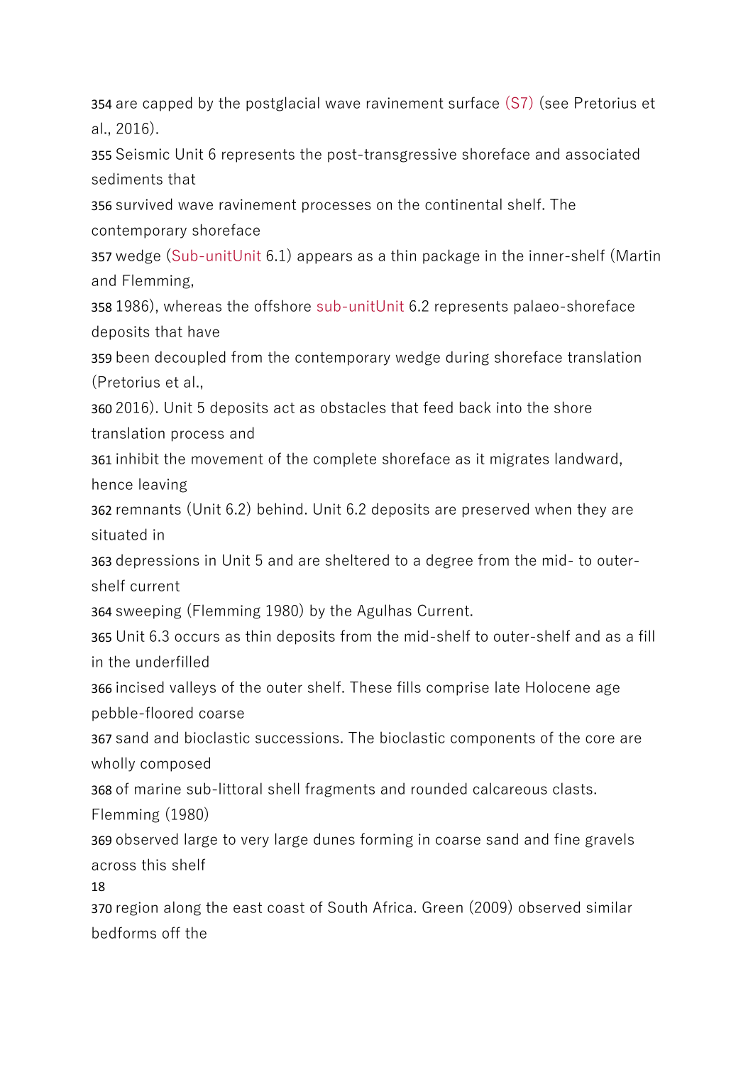354 are capped by the postglacial wave ravinement surface (S7) (see Pretorius et al., 2016).

355 Seismic Unit 6 represents the post-transgressive shoreface and associated sediments that
356 survived wave ravinement processes on the continental shelf. The contemporary shoreface
357 wedge (Sub-unitUnit 6.1) appears as a thin package in the inner-shelf (Martin and Flemming,
358 1986), whereas the offshore sub-unitUnit 6.2 represents palaeo-shoreface deposits that have
359 been decoupled from the contemporary wedge during shoreface translation (Pretorius et al.,
360 2016). Unit 5 deposits act as obstacles that feed back into the shore translation process and
361 inhibit the movement of the complete shoreface as it migrates landward, hence leaving
362 remnants (Unit 6.2) behind. Unit 6.2 deposits are preserved when they are situated in
363 depressions in Unit 5 and are sheltered to a degree from the mid- to outer-shelf current
364 sweeping (Flemming 1980) by the Agulhas Current.

365 Unit 6.3 occurs as thin deposits from the mid-shelf to outer-shelf and as a fill in the underfilled
366 incised valleys of the outer shelf. These fills comprise late Holocene age pebble-floored coarse
367 sand and bioclastic successions. The bioclastic components of the core are wholly composed
368 of marine sub-littoral shell fragments and rounded calcareous clasts. Flemming (1980)
369 observed large to very large dunes forming in coarse sand and fine gravels across this shelf
370 region along the east coast of South Africa. Green (2009) observed similar bedforms off the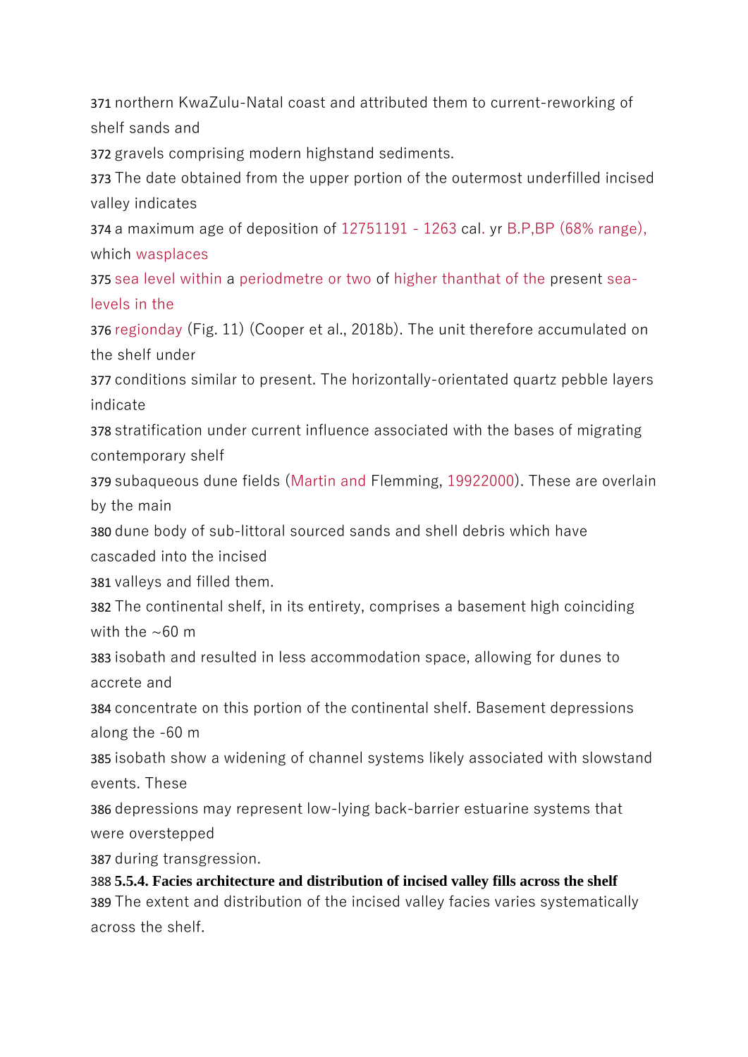371 northern KwaZulu-Natal coast and attributed them to current-reworking of shelf sands and
372 gravels comprising modern highstand sediments.
373 The date obtained from the upper portion of the outermost underfilled incised valley indicates
374 a maximum age of deposition of 12751191 - 1263 cal. yr B.P,BP (68% range), which wasplaces
375 sea level within a periodmetre or two of higher thanthat of the present sea-levels in the
376 regionday (Fig. 11) (Cooper et al., 2018b). The unit therefore accumulated on the shelf under
377 conditions similar to present. The horizontally-orientated quartz pebble layers indicate
378 stratification under current influence associated with the bases of migrating contemporary shelf
379 subaqueous dune fields (Martin and Flemming, 19922000). These are overlain by the main
380 dune body of sub-littoral sourced sands and shell debris which have cascaded into the incised
381 valleys and filled them.
382 The continental shelf, in its entirety, comprises a basement high coinciding with the ~60 m
383 isobath and resulted in less accommodation space, allowing for dunes to accrete and
384 concentrate on this portion of the continental shelf. Basement depressions along the -60 m
385 isobath show a widening of channel systems likely associated with slowstand events. These
386 depressions may represent low-lying back-barrier estuarine systems that were overstepped
387 during transgression.

388 **5.5.4. Facies architecture and distribution of incised valley fills across the shelf**

389 The extent and distribution of the incised valley facies varies systematically across the shelf.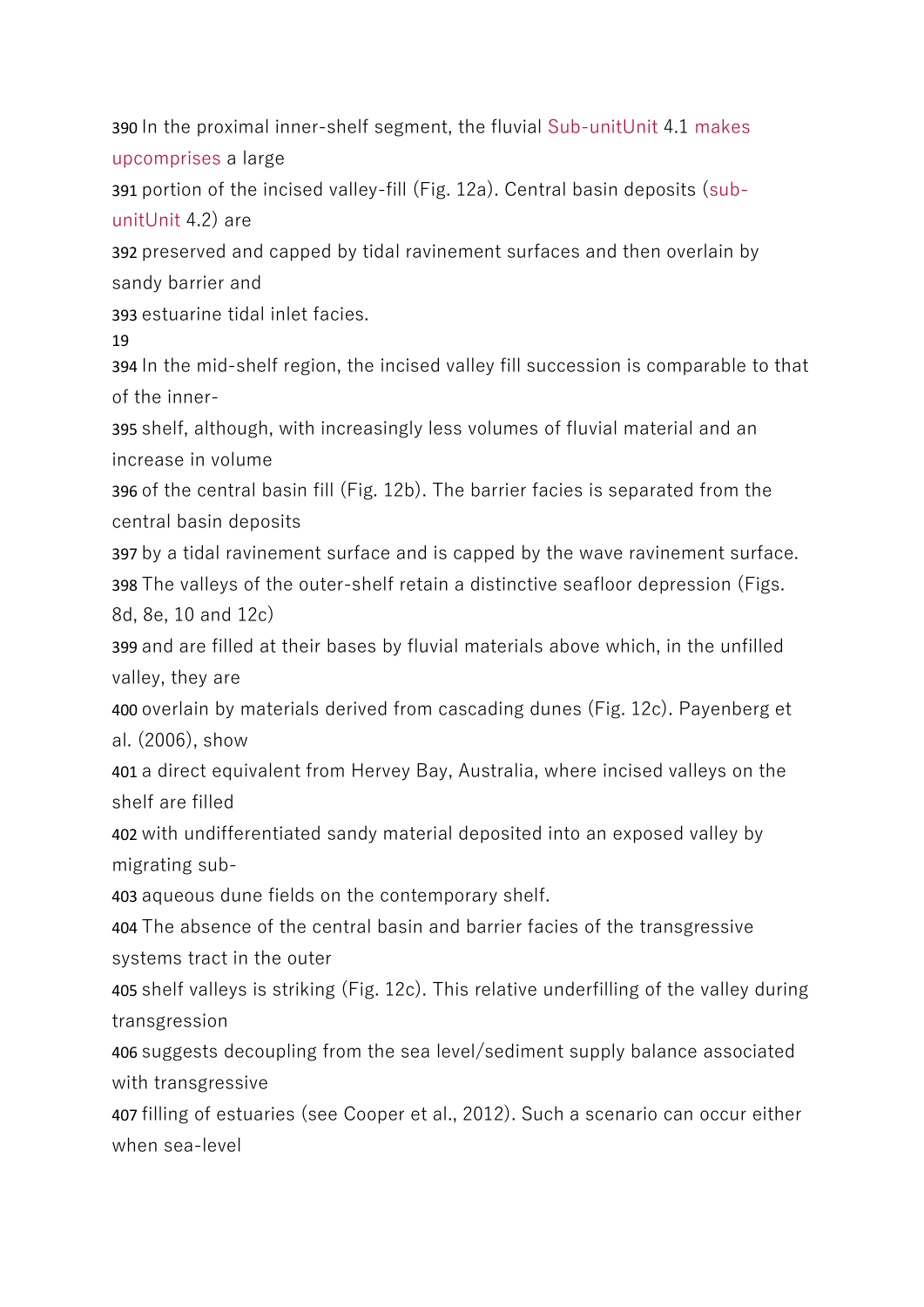390 In the proximal inner-shelf segment, the fluvial Sub-unitUnit 4.1 makes upcomprises a large
391 portion of the incised valley-fill (Fig. 12a). Central basin deposits (sub-unitUnit 4.2) are
392 preserved and capped by tidal ravinement surfaces and then overlain by sandy barrier and
393 estuarine tidal inlet facies.

394 In the mid-shelf region, the incised valley fill succession is comparable to that of the inner-
395 shelf, although, with increasingly less volumes of fluvial material and an increase in volume
396 of the central basin fill (Fig. 12b). The barrier facies is separated from the central basin deposits
397 by a tidal ravinement surface and is capped by the wave ravinement surface.
398 The valleys of the outer-shelf retain a distinctive seafloor depression (Figs. 8d, 8e, 10 and 12c)
399 and are filled at their bases by fluvial materials above which, in the unfilled valley, they are
400 overlain by materials derived from cascading dunes (Fig. 12c). Payenberg et al. (2006), show
401 a direct equivalent from Hervey Bay, Australia, where incised valleys on the shelf are filled
402 with undifferentiated sandy material deposited into an exposed valley by migrating sub-
403 aqueous dune fields on the contemporary shelf.
404 The absence of the central basin and barrier facies of the transgressive systems tract in the outer
405 shelf valleys is striking (Fig. 12c). This relative underfilling of the valley during transgression
406 suggests decoupling from the sea level/sediment supply balance associated with transgressive
407 filling of estuaries (see Cooper et al., 2012). Such a scenario can occur either when sea-level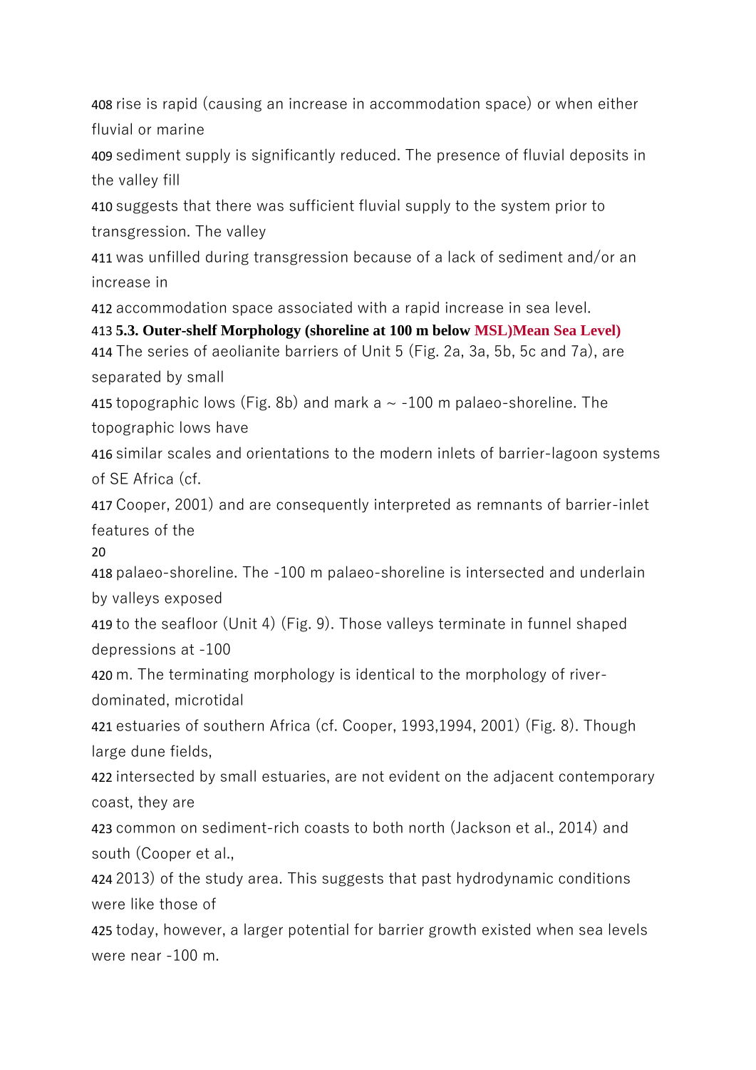408 rise is rapid (causing an increase in accommodation space) or when either fluvial or marine
409 sediment supply is significantly reduced. The presence of fluvial deposits in the valley fill
410 suggests that there was sufficient fluvial supply to the system prior to transgression. The valley
411 was unfilled during transgression because of a lack of sediment and/or an increase in
412 accommodation space associated with a rapid increase in sea level.

413 **5.3. Outer-shelf Morphology (shoreline at 100 m below MSL)Mean Sea Level)**

414 The series of aeolianite barriers of Unit 5 (Fig. 2a, 3a, 5b, 5c and 7a), are separated by small
415 topographic lows (Fig. 8b) and mark a ~ -100 m palaeo-shoreline. The topographic lows have
416 similar scales and orientations to the modern inlets of barrier-lagoon systems of SE Africa (cf.
417 Cooper, 2001) and are consequently interpreted as remnants of barrier-inlet features of the
418 palaeo-shoreline. The -100 m palaeo-shoreline is intersected and underlain by valleys exposed
419 to the seafloor (Unit 4) (Fig. 9). Those valleys terminate in funnel shaped depressions at -100
420 m. The terminating morphology is identical to the morphology of river-dominated, microtidal
421 estuaries of southern Africa (cf. Cooper, 1993,1994, 2001) (Fig. 8). Though large dune fields,
422 intersected by small estuaries, are not evident on the adjacent contemporary coast, they are
423 common on sediment-rich coasts to both north (Jackson et al., 2014) and south (Cooper et al.,
424 2013) of the study area. This suggests that past hydrodynamic conditions were like those of
425 today, however, a larger potential for barrier growth existed when sea levels were near -100 m.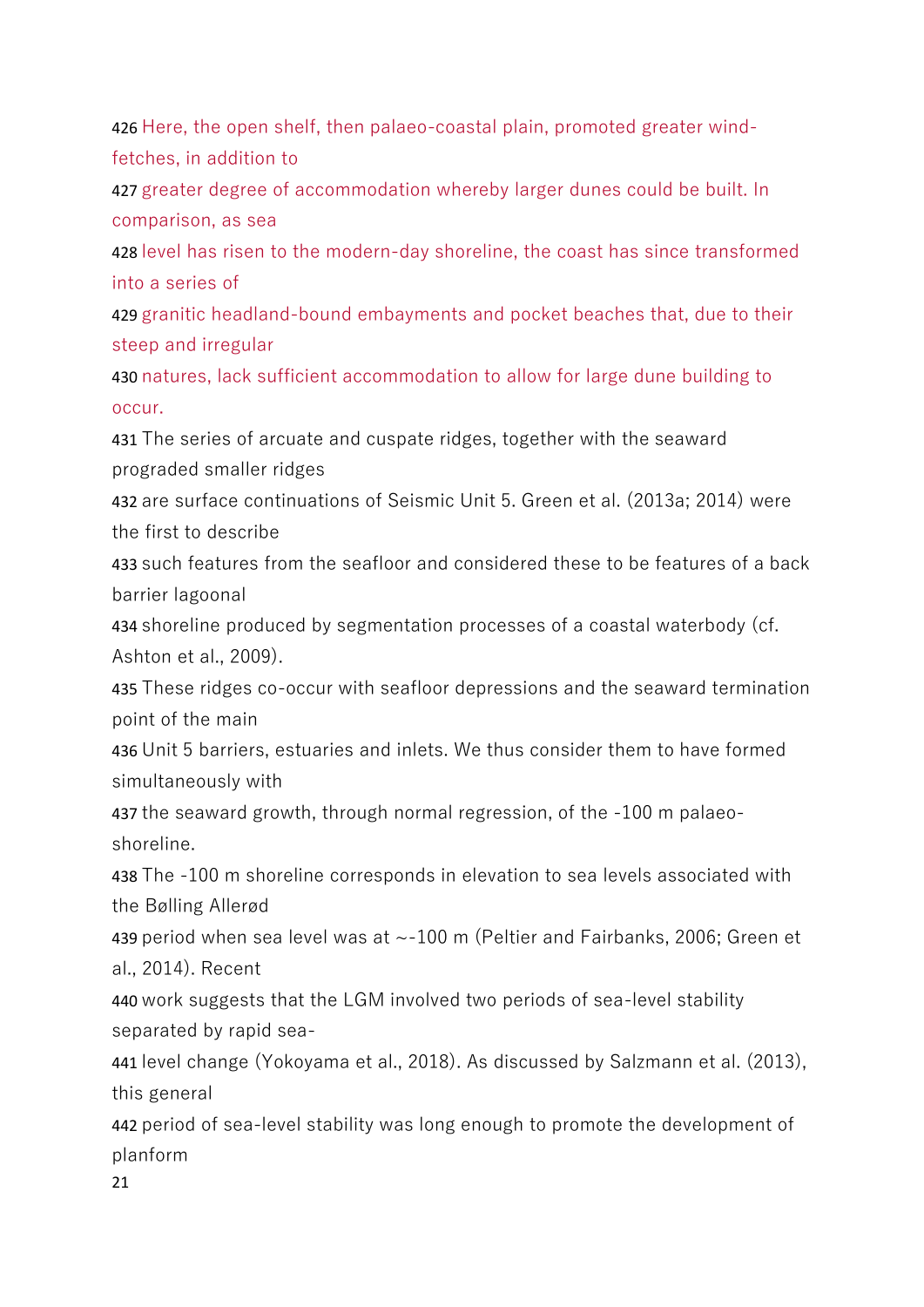426 Here, the open shelf, then palaeo-coastal plain, promoted greater wind-fetches, in addition to
427 greater degree of accommodation whereby larger dunes could be built. In comparison, as sea
428 level has risen to the modern-day shoreline, the coast has since transformed into a series of
429 granitic headland-bound embayments and pocket beaches that, due to their steep and irregular
430 natures, lack sufficient accommodation to allow for large dune building to occur.
431 The series of arcuate and cuspate ridges, together with the seaward prograded smaller ridges
432 are surface continuations of Seismic Unit 5. Green et al. (2013a; 2014) were the first to describe
433 such features from the seafloor and considered these to be features of a back barrier lagoonal
434 shoreline produced by segmentation processes of a coastal waterbody (cf. Ashton et al., 2009).
435 These ridges co-occur with seafloor depressions and the seaward termination point of the main
436 Unit 5 barriers, estuaries and inlets. We thus consider them to have formed simultaneously with
437 the seaward growth, through normal regression, of the -100 m palaeo-shoreline.
438 The -100 m shoreline corresponds in elevation to sea levels associated with the Bølling Allerød
439 period when sea level was at ~-100 m (Peltier and Fairbanks, 2006; Green et al., 2014). Recent
440 work suggests that the LGM involved two periods of sea-level stability separated by rapid sea-
441 level change (Yokoyama et al., 2018). As discussed by Salzmann et al. (2013), this general
442 period of sea-level stability was long enough to promote the development of planform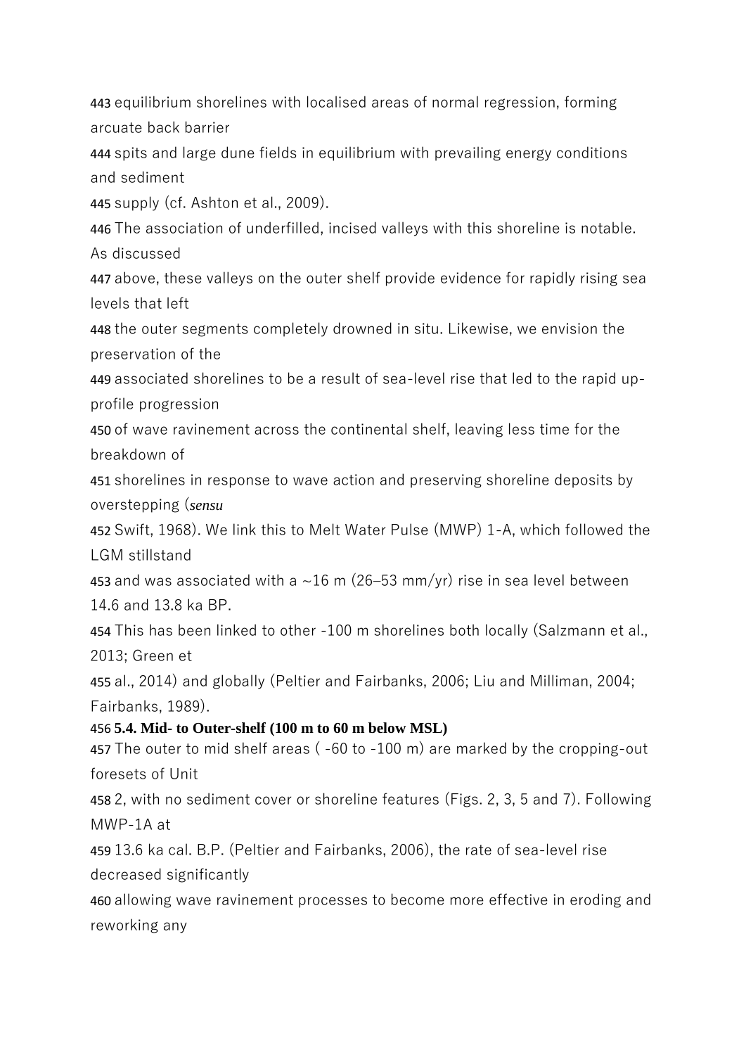443 equilibrium shorelines with localised areas of normal regression, forming arcuate back barrier
444 spits and large dune fields in equilibrium with prevailing energy conditions and sediment
445 supply (cf. Ashton et al., 2009).
446 The association of underfilled, incised valleys with this shoreline is notable. As discussed
447 above, these valleys on the outer shelf provide evidence for rapidly rising sea levels that left
448 the outer segments completely drowned in situ. Likewise, we envision the preservation of the
449 associated shorelines to be a result of sea-level rise that led to the rapid up-profile progression
450 of wave ravinement across the continental shelf, leaving less time for the breakdown of
451 shorelines in response to wave action and preserving shoreline deposits by overstepping (*sensu*
452 Swift, 1968). We link this to Melt Water Pulse (MWP) 1-A, which followed the LGM stillstand
453 and was associated with a ~16 m (26–53 mm/yr) rise in sea level between 14.6 and 13.8 ka BP.
454 This has been linked to other -100 m shorelines both locally (Salzmann et al., 2013; Green et
455 al., 2014) and globally (Peltier and Fairbanks, 2006; Liu and Milliman, 2004; Fairbanks, 1989).

456 **5.4. Mid- to Outer-shelf (100 m to 60 m below MSL)**

457 The outer to mid shelf areas ( -60 to -100 m) are marked by the cropping-out foresets of Unit
458 2, with no sediment cover or shoreline features (Figs. 2, 3, 5 and 7). Following MWP-1A at
459 13.6 ka cal. B.P. (Peltier and Fairbanks, 2006), the rate of sea-level rise decreased significantly
460 allowing wave ravinement processes to become more effective in eroding and reworking any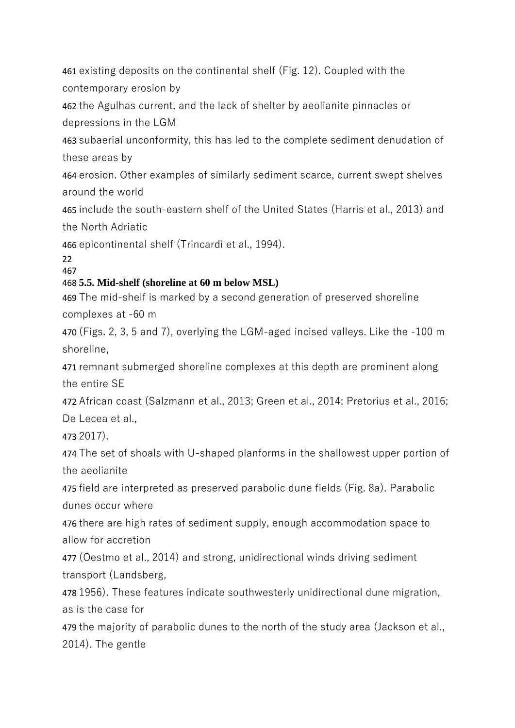existing deposits on the continental shelf (Fig. 12). Coupled with the contemporary erosion by the Agulhas current, and the lack of shelter by aeolianite pinnacles or depressions in the LGM subaerial unconformity, this has led to the complete sediment denudation of these areas by erosion. Other examples of similarly sediment scarce, current swept shelves around the world include the south-eastern shelf of the United States (Harris et al., 2013) and the North Adriatic epicontinental shelf (Trincardi et al., 1994).

### 5.5. Mid-shelf (shoreline at 60 m below MSL)

The mid-shelf is marked by a second generation of preserved shoreline complexes at -60 m (Figs. 2, 3, 5 and 7), overlying the LGM-aged incised valleys. Like the -100 m shoreline, remnant submerged shoreline complexes at this depth are prominent along the entire SE African coast (Salzmann et al., 2013; Green et al., 2014; Pretorius et al., 2016; De Lecea et al., 2017).

The set of shoals with U-shaped planforms in the shallowest upper portion of the aeolianite field are interpreted as preserved parabolic dune fields (Fig. 8a). Parabolic dunes occur where there are high rates of sediment supply, enough accommodation space to allow for accretion (Oestmo et al., 2014) and strong, unidirectional winds driving sediment transport (Landsberg, 1956). These features indicate southwesterly unidirectional dune migration, as is the case for the majority of parabolic dunes to the north of the study area (Jackson et al., 2014). The gentle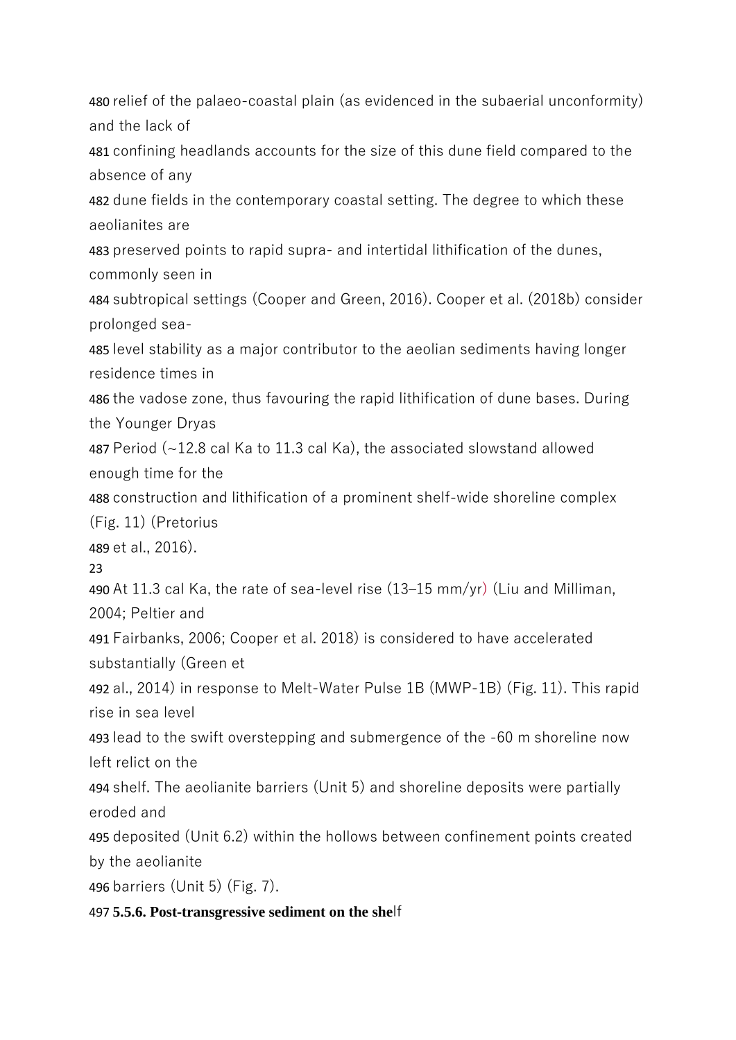480 relief of the palaeo-coastal plain (as evidenced in the subaerial unconformity) and the lack of
481 confining headlands accounts for the size of this dune field compared to the absence of any
482 dune fields in the contemporary coastal setting. The degree to which these aeolianites are
483 preserved points to rapid supra- and intertidal lithification of the dunes, commonly seen in
484 subtropical settings (Cooper and Green, 2016). Cooper et al. (2018b) consider prolonged sea-
485 level stability as a major contributor to the aeolian sediments having longer residence times in
486 the vadose zone, thus favouring the rapid lithification of dune bases. During the Younger Dryas
487 Period (~12.8 cal Ka to 11.3 cal Ka), the associated slowstand allowed enough time for the
488 construction and lithification of a prominent shelf-wide shoreline complex (Fig. 11) (Pretorius
489 et al., 2016).

490 At 11.3 cal Ka, the rate of sea-level rise (13–15 mm/yr) (Liu and Milliman, 2004; Peltier and
491 Fairbanks, 2006; Cooper et al. 2018) is considered to have accelerated substantially (Green et
492 al., 2014) in response to Melt-Water Pulse 1B (MWP-1B) (Fig. 11). This rapid rise in sea level
493 lead to the swift overstepping and submergence of the -60 m shoreline now left relict on the
494 shelf. The aeolianite barriers (Unit 5) and shoreline deposits were partially eroded and
495 deposited (Unit 6.2) within the hollows between confinement points created by the aeolianite
496 barriers (Unit 5) (Fig. 7).

497 **5.5.6. Post-transgressive sediment on the shelf**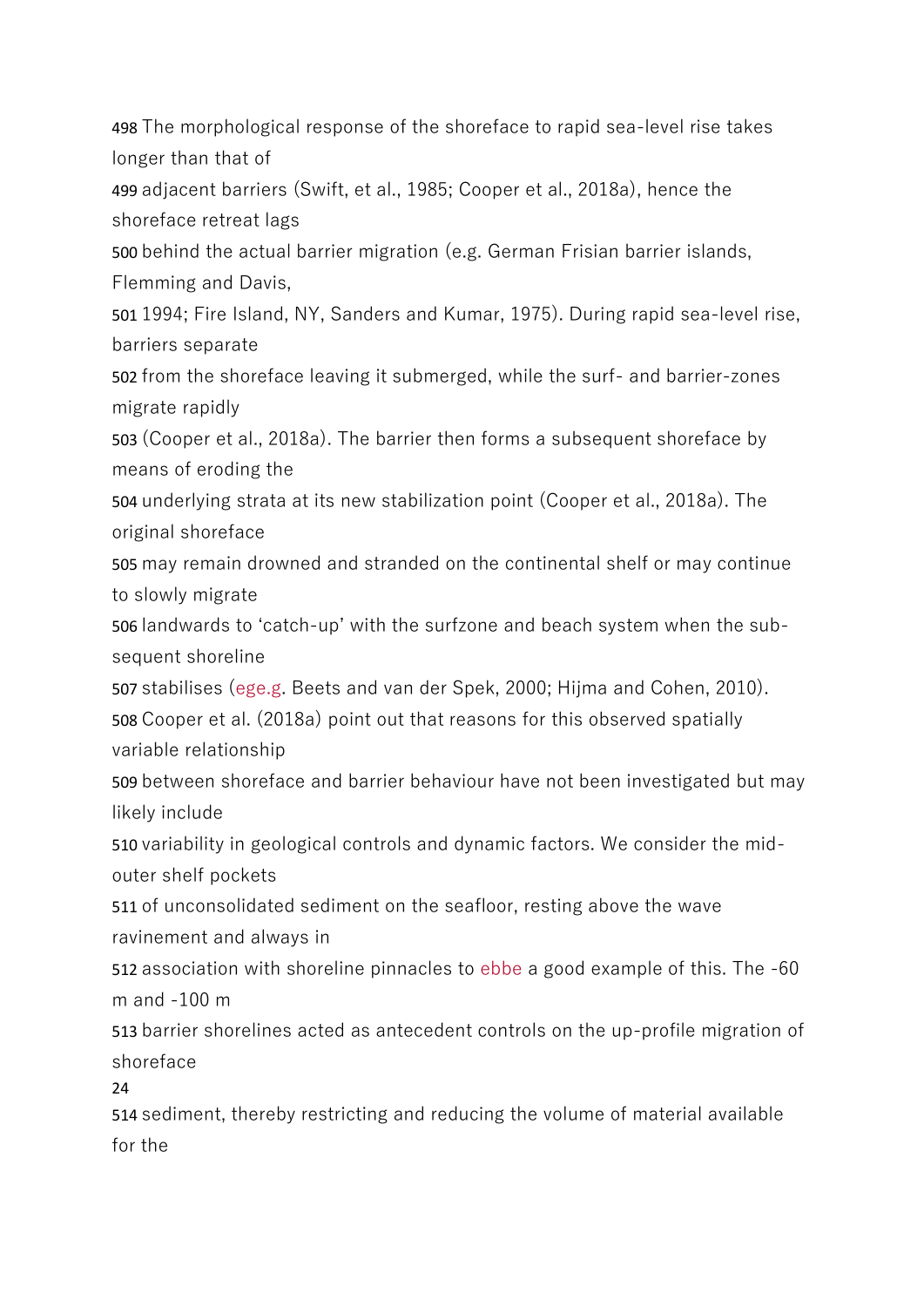498 The morphological response of the shoreface to rapid sea-level rise takes longer than that of
499 adjacent barriers (Swift, et al., 1985; Cooper et al., 2018a), hence the shoreface retreat lags
500 behind the actual barrier migration (e.g. German Frisian barrier islands, Flemming and Davis,
501 1994; Fire Island, NY, Sanders and Kumar, 1975). During rapid sea-level rise, barriers separate
502 from the shoreface leaving it submerged, while the surf- and barrier-zones migrate rapidly
503 (Cooper et al., 2018a). The barrier then forms a subsequent shoreface by means of eroding the
504 underlying strata at its new stabilization point (Cooper et al., 2018a). The original shoreface
505 may remain drowned and stranded on the continental shelf or may continue to slowly migrate
506 landwards to 'catch-up' with the surfzone and beach system when the sub-sequent shoreline
507 stabilises (ege.g. Beets and van der Spek, 2000; Hijma and Cohen, 2010).
508 Cooper et al. (2018a) point out that reasons for this observed spatially variable relationship
509 between shoreface and barrier behaviour have not been investigated but may likely include
510 variability in geological controls and dynamic factors. We consider the mid-outer shelf pockets
511 of unconsolidated sediment on the seafloor, resting above the wave ravinement and always in
512 association with shoreline pinnacles to ebbe a good example of this. The -60 m and -100 m
513 barrier shorelines acted as antecedent controls on the up-profile migration of shoreface
514 sediment, thereby restricting and reducing the volume of material available for the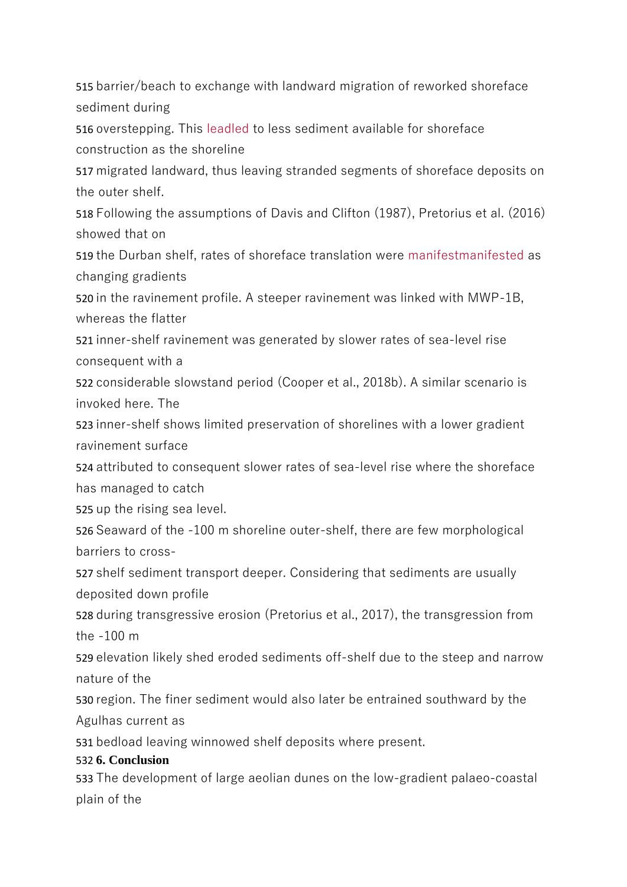515 barrier/beach to exchange with landward migration of reworked shoreface sediment during
516 overstepping. This leadled to less sediment available for shoreface construction as the shoreline
517 migrated landward, thus leaving stranded segments of shoreface deposits on the outer shelf.
518 Following the assumptions of Davis and Clifton (1987), Pretorius et al. (2016) showed that on
519 the Durban shelf, rates of shoreface translation were manifestmanifested as changing gradients
520 in the ravinement profile. A steeper ravinement was linked with MWP-1B, whereas the flatter
521 inner-shelf ravinement was generated by slower rates of sea-level rise consequent with a
522 considerable slowstand period (Cooper et al., 2018b). A similar scenario is invoked here. The
523 inner-shelf shows limited preservation of shorelines with a lower gradient ravinement surface
524 attributed to consequent slower rates of sea-level rise where the shoreface has managed to catch
525 up the rising sea level.
526 Seaward of the -100 m shoreline outer-shelf, there are few morphological barriers to cross-
527 shelf sediment transport deeper. Considering that sediments are usually deposited down profile
528 during transgressive erosion (Pretorius et al., 2017), the transgression from the -100 m
529 elevation likely shed eroded sediments off-shelf due to the steep and narrow nature of the
530 region. The finer sediment would also later be entrained southward by the Agulhas current as
531 bedload leaving winnowed shelf deposits where present.

532 **6. Conclusion**

533 The development of large aeolian dunes on the low-gradient palaeo-coastal plain of the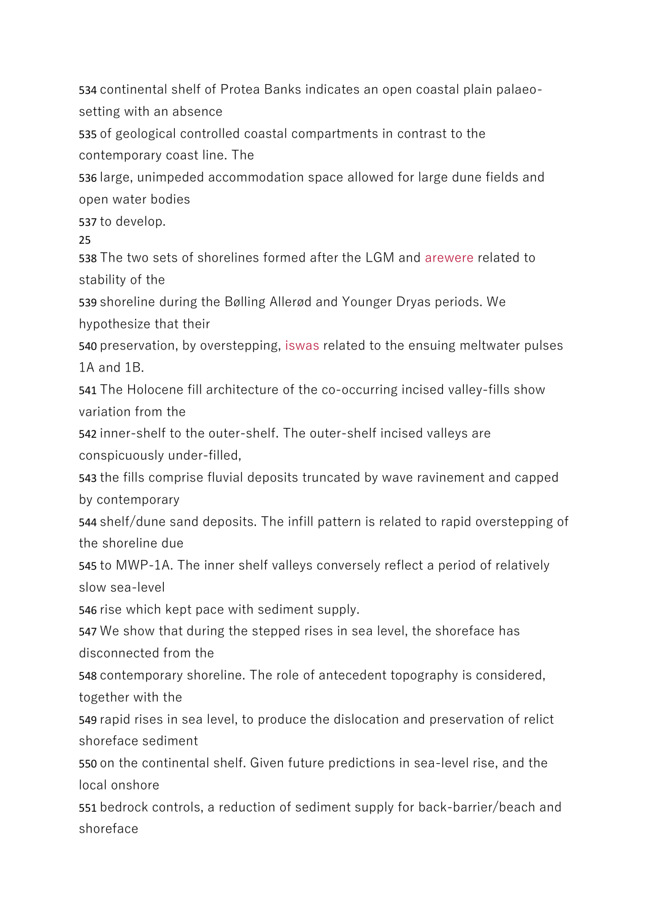534 continental shelf of Protea Banks indicates an open coastal plain palaeo-setting with an absence
535 of geological controlled coastal compartments in contrast to the contemporary coast line. The
536 large, unimpeded accommodation space allowed for large dune fields and open water bodies
537 to develop.

538 The two sets of shorelines formed after the LGM and arewere related to stability of the
539 shoreline during the Bølling Allerød and Younger Dryas periods. We hypothesize that their
540 preservation, by overstepping, iswas related to the ensuing meltwater pulses 1A and 1B.
541 The Holocene fill architecture of the co-occurring incised valley-fills show variation from the
542 inner-shelf to the outer-shelf. The outer-shelf incised valleys are conspicuously under-filled,
543 the fills comprise fluvial deposits truncated by wave ravinement and capped by contemporary
544 shelf/dune sand deposits. The infill pattern is related to rapid overstepping of the shoreline due
545 to MWP-1A. The inner shelf valleys conversely reflect a period of relatively slow sea-level
546 rise which kept pace with sediment supply.
547 We show that during the stepped rises in sea level, the shoreface has disconnected from the
548 contemporary shoreline. The role of antecedent topography is considered, together with the
549 rapid rises in sea level, to produce the dislocation and preservation of relict shoreface sediment
550 on the continental shelf. Given future predictions in sea-level rise, and the local onshore
551 bedrock controls, a reduction of sediment supply for back-barrier/beach and shoreface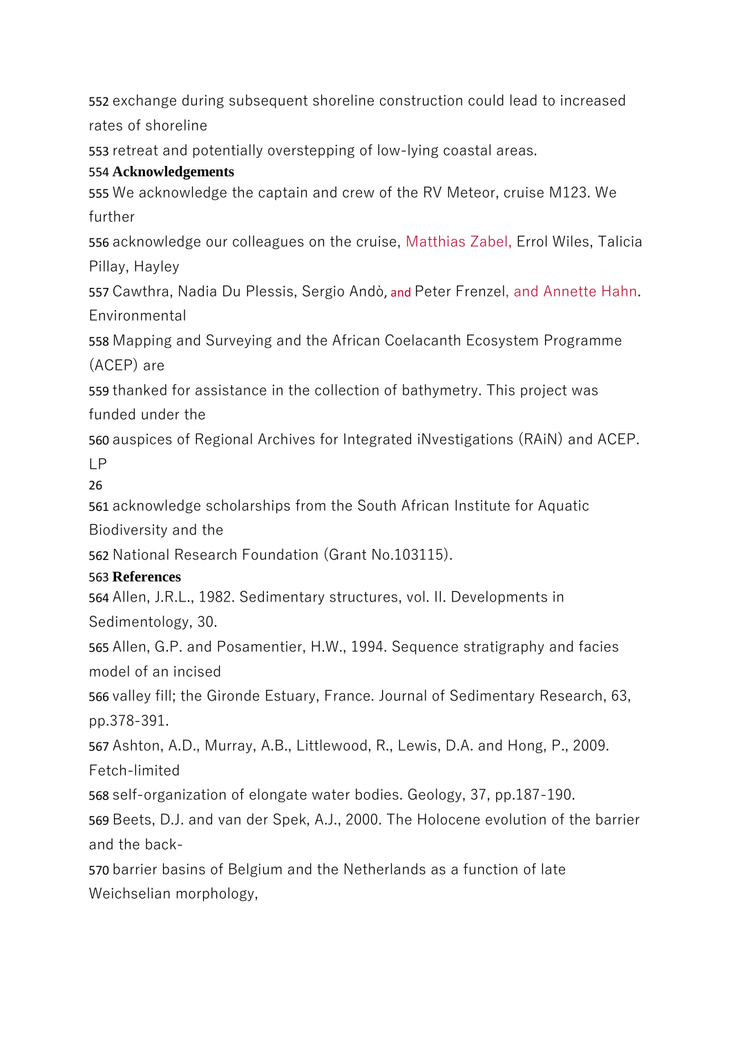exchange during subsequent shoreline construction could lead to increased rates of shoreline retreat and potentially overstepping of low-lying coastal areas.

## Acknowledgements

We acknowledge the captain and crew of the RV Meteor, cruise M123. We further acknowledge our colleagues on the cruise, Matthias Zabel, Errol Wiles, Talicia Pillay, Hayley Cawthra, Nadia Du Plessis, Sergio Andò, and Peter Frenzel, and Annette Hahn. Environmental Mapping and Surveying and the African Coelacanth Ecosystem Programme (ACEP) are thanked for assistance in the collection of bathymetry. This project was funded under the auspices of Regional Archives for Integrated iNvestigations (RAiN) and ACEP. LP acknowledge scholarships from the South African Institute for Aquatic Biodiversity and the National Research Foundation (Grant No.103115).

## References

Allen, J.R.L., 1982. Sedimentary structures, vol. II. Developments in Sedimentology, 30.

Allen, G.P. and Posamentier, H.W., 1994. Sequence stratigraphy and facies model of an incised valley fill; the Gironde Estuary, France. Journal of Sedimentary Research, 63, pp.378-391.

Ashton, A.D., Murray, A.B., Littlewood, R., Lewis, D.A. and Hong, P., 2009. Fetch-limited self-organization of elongate water bodies. Geology, 37, pp.187-190.

Beets, D.J. and van der Spek, A.J., 2000. The Holocene evolution of the barrier and the back-barrier basins of Belgium and the Netherlands as a function of late Weichselian morphology,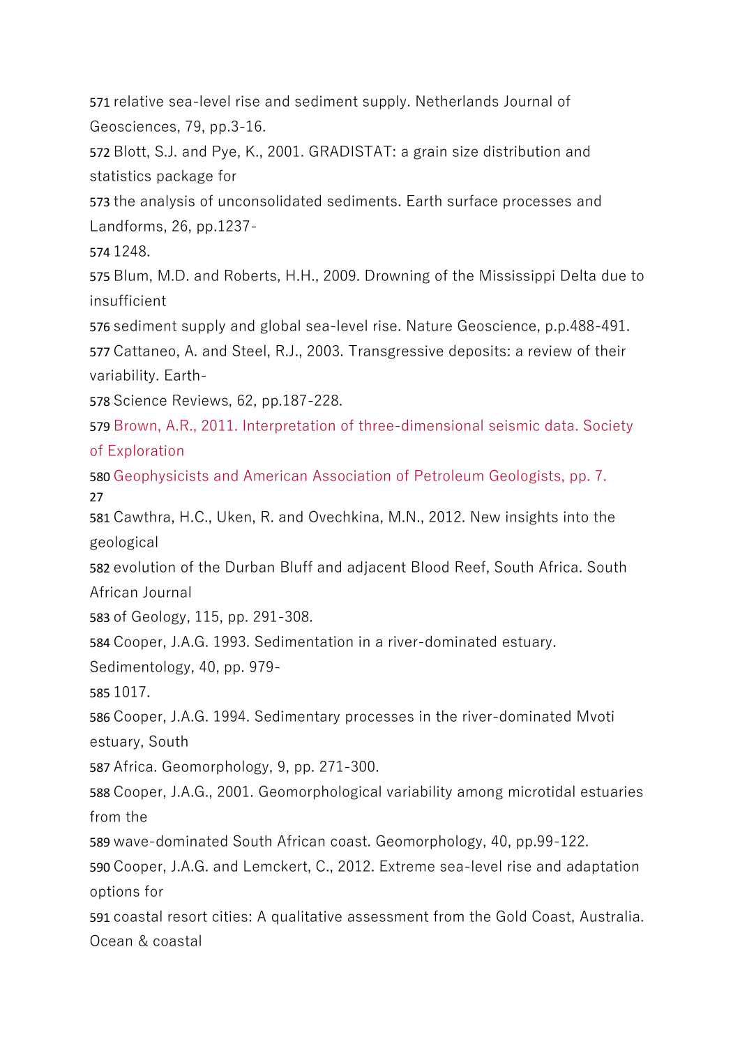571 relative sea-level rise and sediment supply. Netherlands Journal of Geosciences, 79, pp.3-16.
572 Blott, S.J. and Pye, K., 2001. GRADISTAT: a grain size distribution and statistics package for
573 the analysis of unconsolidated sediments. Earth surface processes and Landforms, 26, pp.1237-
574 1248.
575 Blum, M.D. and Roberts, H.H., 2009. Drowning of the Mississippi Delta due to insufficient
576 sediment supply and global sea-level rise. Nature Geoscience, p.p.488-491.
577 Cattaneo, A. and Steel, R.J., 2003. Transgressive deposits: a review of their variability. Earth-
578 Science Reviews, 62, pp.187-228.
579 Brown, A.R., 2011. Interpretation of three-dimensional seismic data. Society of Exploration
580 Geophysicists and American Association of Petroleum Geologists, pp. 7.
581 Cawthra, H.C., Uken, R. and Ovechkina, M.N., 2012. New insights into the geological
582 evolution of the Durban Bluff and adjacent Blood Reef, South Africa. South African Journal
583 of Geology, 115, pp. 291-308.
584 Cooper, J.A.G. 1993. Sedimentation in a river-dominated estuary. Sedimentology, 40, pp. 979-
585 1017.
586 Cooper, J.A.G. 1994. Sedimentary processes in the river-dominated Mvoti estuary, South
587 Africa. Geomorphology, 9, pp. 271-300.
588 Cooper, J.A.G., 2001. Geomorphological variability among microtidal estuaries from the
589 wave-dominated South African coast. Geomorphology, 40, pp.99-122.
590 Cooper, J.A.G. and Lemckert, C., 2012. Extreme sea-level rise and adaptation options for
591 coastal resort cities: A qualitative assessment from the Gold Coast, Australia. Ocean & coastal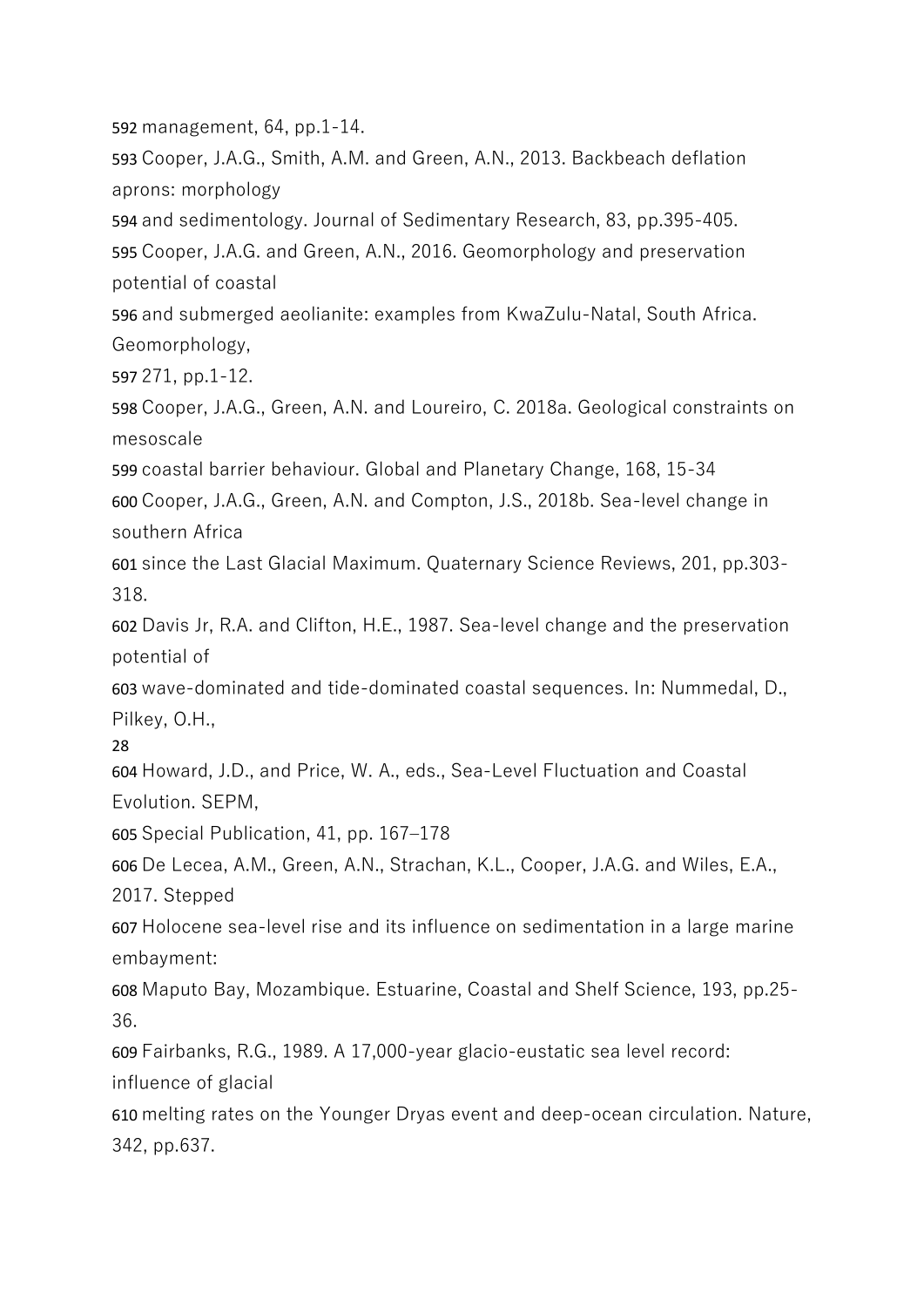592 management, 64, pp.1-14.

593 Cooper, J.A.G., Smith, A.M. and Green, A.N., 2013. Backbeach deflation aprons: morphology

594 and sedimentology. Journal of Sedimentary Research, 83, pp.395-405.

595 Cooper, J.A.G. and Green, A.N., 2016. Geomorphology and preservation potential of coastal

596 and submerged aeolianite: examples from KwaZulu-Natal, South Africa. Geomorphology,

597 271, pp.1-12.

598 Cooper, J.A.G., Green, A.N. and Loureiro, C. 2018a. Geological constraints on mesoscale

599 coastal barrier behaviour. Global and Planetary Change, 168, 15-34

600 Cooper, J.A.G., Green, A.N. and Compton, J.S., 2018b. Sea-level change in southern Africa

601 since the Last Glacial Maximum. Quaternary Science Reviews, 201, pp.303-318.

602 Davis Jr, R.A. and Clifton, H.E., 1987. Sea-level change and the preservation potential of

603 wave-dominated and tide-dominated coastal sequences. In: Nummedal, D., Pilkey, O.H.,

604 Howard, J.D., and Price, W. A., eds., Sea-Level Fluctuation and Coastal Evolution. SEPM,

605 Special Publication, 41, pp. 167–178

606 De Lecea, A.M., Green, A.N., Strachan, K.L., Cooper, J.A.G. and Wiles, E.A., 2017. Stepped

607 Holocene sea-level rise and its influence on sedimentation in a large marine embayment:

608 Maputo Bay, Mozambique. Estuarine, Coastal and Shelf Science, 193, pp.25-36.

609 Fairbanks, R.G., 1989. A 17,000-year glacio-eustatic sea level record: influence of glacial

610 melting rates on the Younger Dryas event and deep-ocean circulation. Nature, 342, pp.637.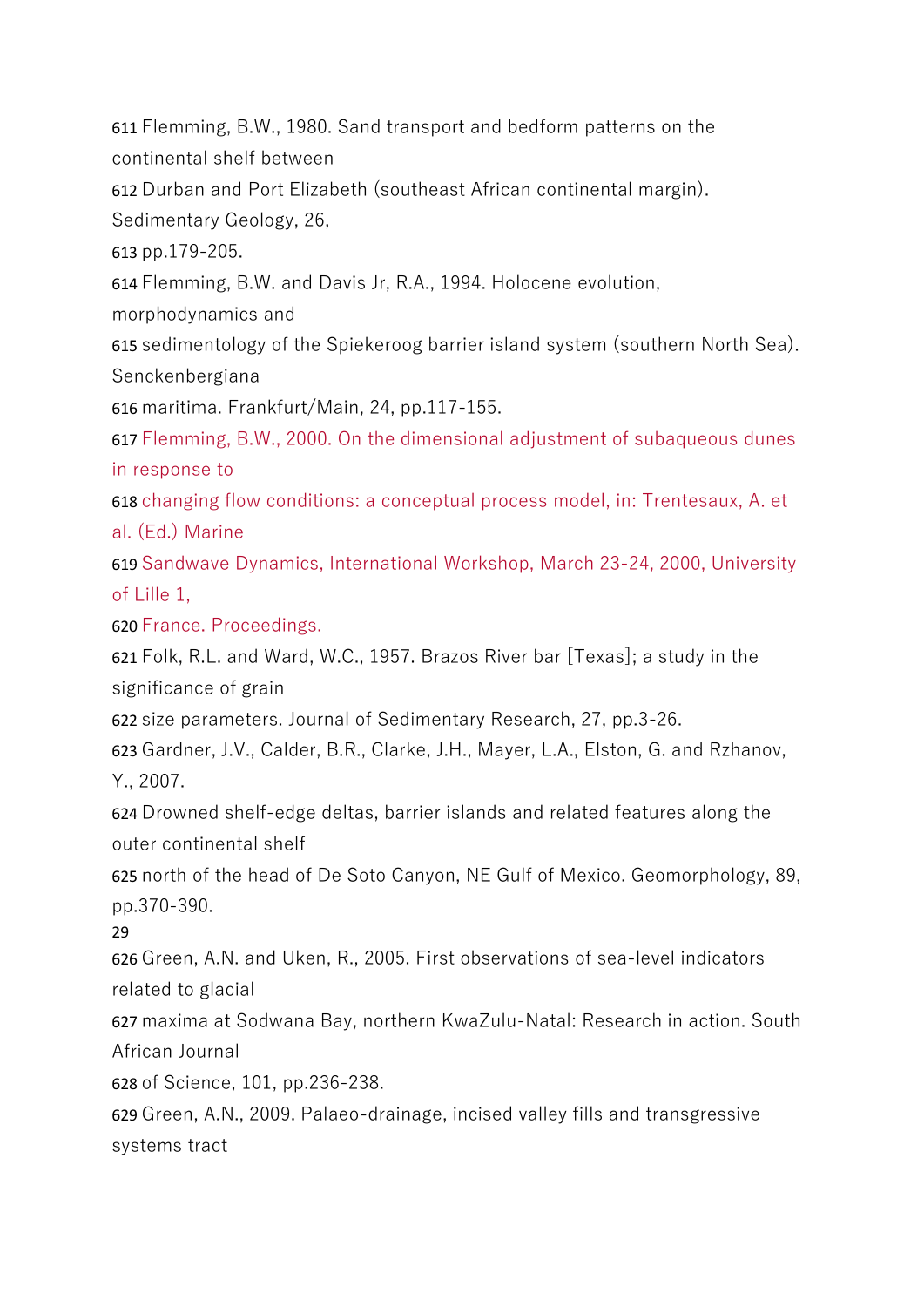611 Flemming, B.W., 1980. Sand transport and bedform patterns on the continental shelf between
612 Durban and Port Elizabeth (southeast African continental margin). Sedimentary Geology, 26,
613 pp.179-205.
614 Flemming, B.W. and Davis Jr, R.A., 1994. Holocene evolution, morphodynamics and
615 sedimentology of the Spiekeroog barrier island system (southern North Sea). Senckenbergiana
616 maritima. Frankfurt/Main, 24, pp.117-155.
617 Flemming, B.W., 2000. On the dimensional adjustment of subaqueous dunes in response to
618 changing flow conditions: a conceptual process model, in: Trentesaux, A. et al. (Ed.) Marine
619 Sandwave Dynamics, International Workshop, March 23-24, 2000, University of Lille 1,
620 France. Proceedings.
621 Folk, R.L. and Ward, W.C., 1957. Brazos River bar [Texas]; a study in the significance of grain
622 size parameters. Journal of Sedimentary Research, 27, pp.3-26.
623 Gardner, J.V., Calder, B.R., Clarke, J.H., Mayer, L.A., Elston, G. and Rzhanov, Y., 2007.
624 Drowned shelf-edge deltas, barrier islands and related features along the outer continental shelf
625 north of the head of De Soto Canyon, NE Gulf of Mexico. Geomorphology, 89, pp.370-390.
626 Green, A.N. and Uken, R., 2005. First observations of sea-level indicators related to glacial
627 maxima at Sodwana Bay, northern KwaZulu-Natal: Research in action. South African Journal
628 of Science, 101, pp.236-238.
629 Green, A.N., 2009. Palaeo-drainage, incised valley fills and transgressive systems tract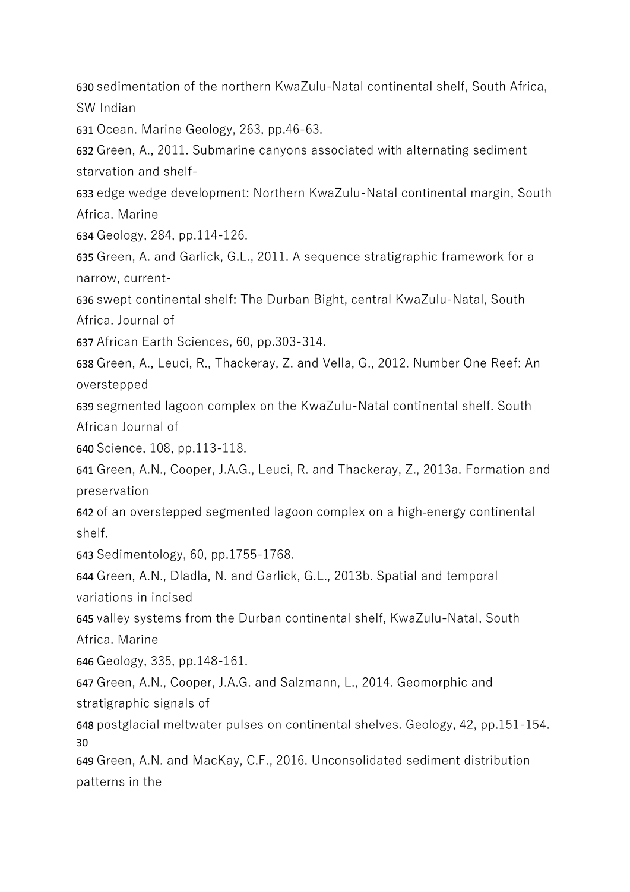630 sedimentation of the northern KwaZulu-Natal continental shelf, South Africa, SW Indian
631 Ocean. Marine Geology, 263, pp.46-63.
632 Green, A., 2011. Submarine canyons associated with alternating sediment starvation and shelf-
633 edge wedge development: Northern KwaZulu-Natal continental margin, South Africa. Marine
634 Geology, 284, pp.114-126.
635 Green, A. and Garlick, G.L., 2011. A sequence stratigraphic framework for a narrow, current-
636 swept continental shelf: The Durban Bight, central KwaZulu-Natal, South Africa. Journal of
637 African Earth Sciences, 60, pp.303-314.
638 Green, A., Leuci, R., Thackeray, Z. and Vella, G., 2012. Number One Reef: An overstepped
639 segmented lagoon complex on the KwaZulu-Natal continental shelf. South African Journal of
640 Science, 108, pp.113-118.
641 Green, A.N., Cooper, J.A.G., Leuci, R. and Thackeray, Z., 2013a. Formation and preservation
642 of an overstepped segmented lagoon complex on a high-energy continental shelf.
643 Sedimentology, 60, pp.1755-1768.
644 Green, A.N., Dladla, N. and Garlick, G.L., 2013b. Spatial and temporal variations in incised
645 valley systems from the Durban continental shelf, KwaZulu-Natal, South Africa. Marine
646 Geology, 335, pp.148-161.
647 Green, A.N., Cooper, J.A.G. and Salzmann, L., 2014. Geomorphic and stratigraphic signals of
648 postglacial meltwater pulses on continental shelves. Geology, 42, pp.151-154.
649 Green, A.N. and MacKay, C.F., 2016. Unconsolidated sediment distribution patterns in the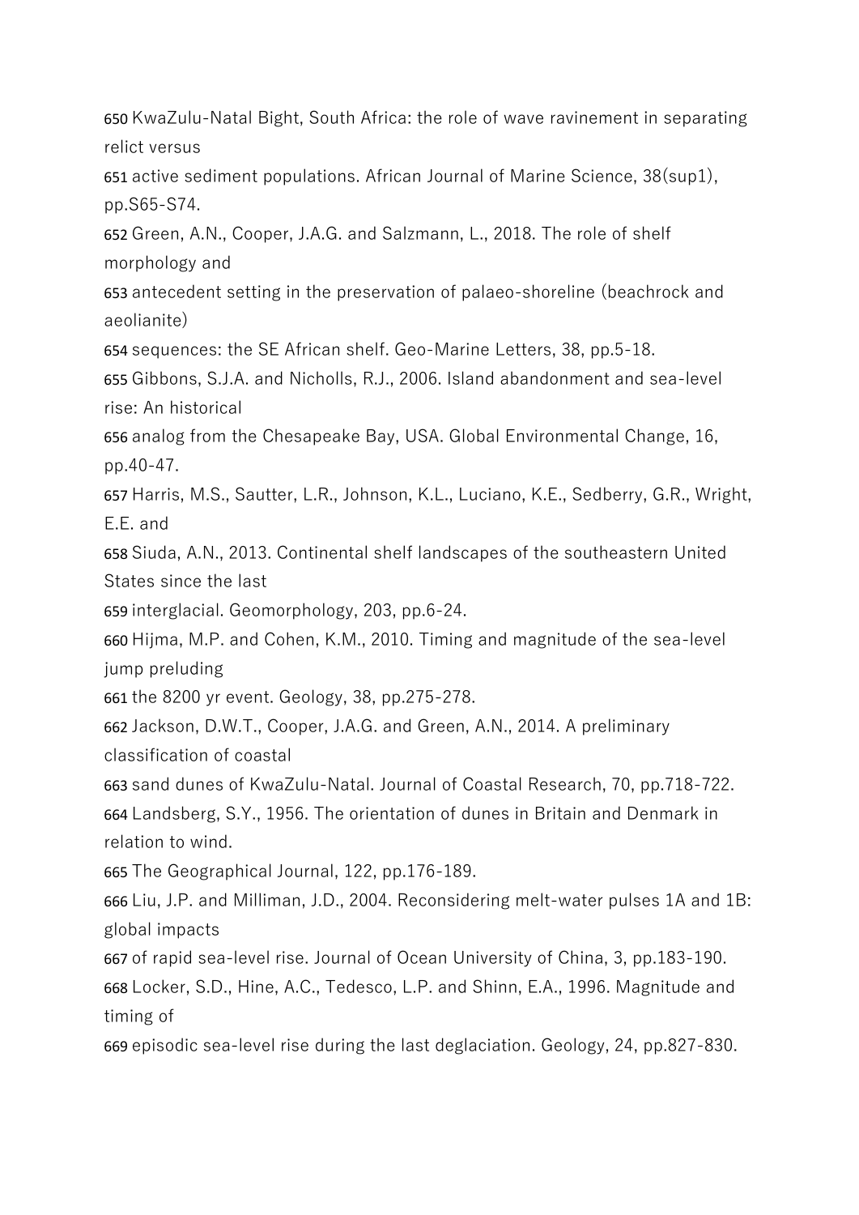650 KwaZulu-Natal Bight, South Africa: the role of wave ravinement in separating relict versus
651 active sediment populations. African Journal of Marine Science, 38(sup1), pp.S65-S74.
652 Green, A.N., Cooper, J.A.G. and Salzmann, L., 2018. The role of shelf morphology and
653 antecedent setting in the preservation of palaeo-shoreline (beachrock and aeolianite)
654 sequences: the SE African shelf. Geo-Marine Letters, 38, pp.5-18.
655 Gibbons, S.J.A. and Nicholls, R.J., 2006. Island abandonment and sea-level rise: An historical
656 analog from the Chesapeake Bay, USA. Global Environmental Change, 16, pp.40-47.
657 Harris, M.S., Sautter, L.R., Johnson, K.L., Luciano, K.E., Sedberry, G.R., Wright, E.E. and
658 Siuda, A.N., 2013. Continental shelf landscapes of the southeastern United States since the last
659 interglacial. Geomorphology, 203, pp.6-24.
660 Hijma, M.P. and Cohen, K.M., 2010. Timing and magnitude of the sea-level jump preluding
661 the 8200 yr event. Geology, 38, pp.275-278.
662 Jackson, D.W.T., Cooper, J.A.G. and Green, A.N., 2014. A preliminary classification of coastal
663 sand dunes of KwaZulu-Natal. Journal of Coastal Research, 70, pp.718-722.
664 Landsberg, S.Y., 1956. The orientation of dunes in Britain and Denmark in relation to wind.
665 The Geographical Journal, 122, pp.176-189.
666 Liu, J.P. and Milliman, J.D., 2004. Reconsidering melt-water pulses 1A and 1B: global impacts
667 of rapid sea-level rise. Journal of Ocean University of China, 3, pp.183-190.
668 Locker, S.D., Hine, A.C., Tedesco, L.P. and Shinn, E.A., 1996. Magnitude and timing of
669 episodic sea-level rise during the last deglaciation. Geology, 24, pp.827-830.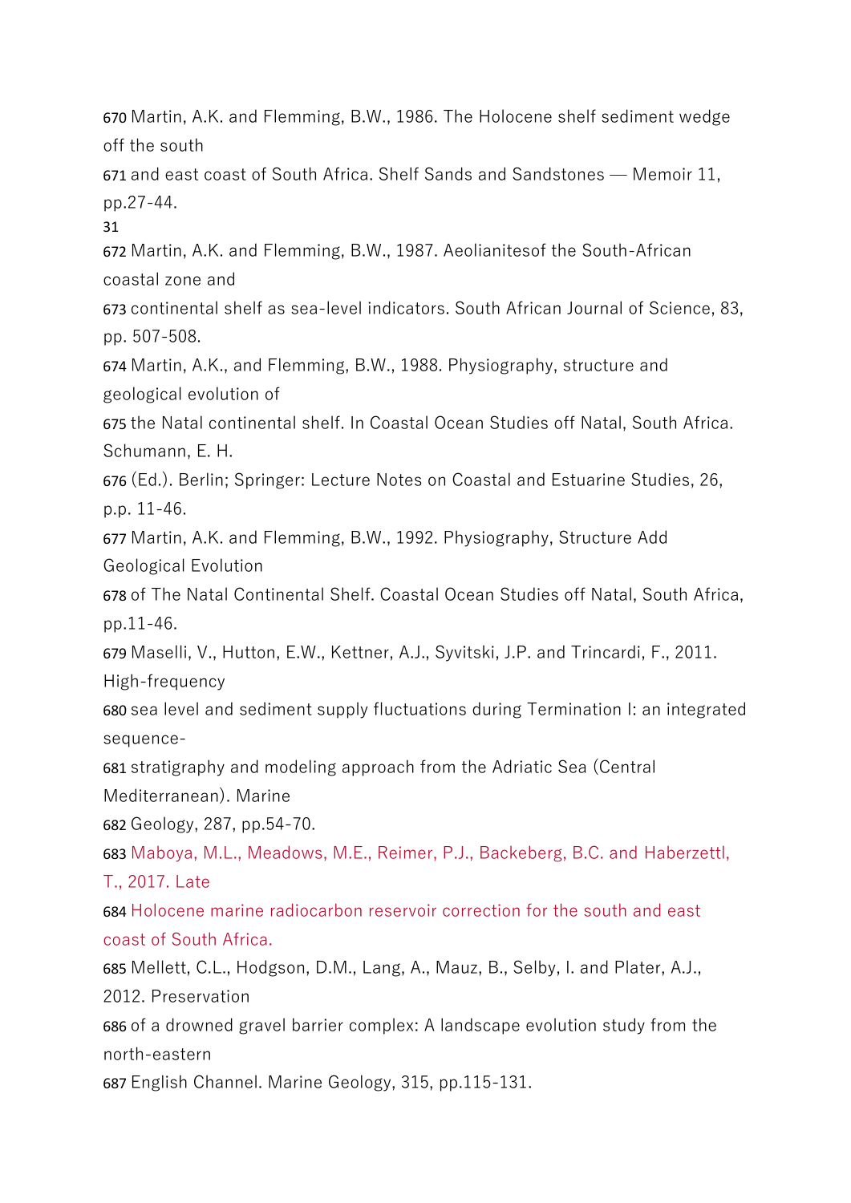670 Martin, A.K. and Flemming, B.W., 1986. The Holocene shelf sediment wedge off the south
671 and east coast of South Africa. Shelf Sands and Sandstones — Memoir 11, pp.27-44.

672 Martin, A.K. and Flemming, B.W., 1987. Aeolianitesof the South-African coastal zone and
673 continental shelf as sea-level indicators. South African Journal of Science, 83, pp. 507-508.

674 Martin, A.K., and Flemming, B.W., 1988. Physiography, structure and geological evolution of
675 the Natal continental shelf. In Coastal Ocean Studies off Natal, South Africa. Schumann, E. H.
676 (Ed.). Berlin; Springer: Lecture Notes on Coastal and Estuarine Studies, 26, p.p. 11-46.

677 Martin, A.K. and Flemming, B.W., 1992. Physiography, Structure Add Geological Evolution
678 of The Natal Continental Shelf. Coastal Ocean Studies off Natal, South Africa, pp.11-46.

679 Maselli, V., Hutton, E.W., Kettner, A.J., Syvitski, J.P. and Trincardi, F., 2011. High-frequency
680 sea level and sediment supply fluctuations during Termination I: an integrated sequence-
681 stratigraphy and modeling approach from the Adriatic Sea (Central Mediterranean). Marine
682 Geology, 287, pp.54-70.

683 Maboya, M.L., Meadows, M.E., Reimer, P.J., Backeberg, B.C. and Haberzettl, T., 2017. Late
684 Holocene marine radiocarbon reservoir correction for the south and east coast of South Africa.

685 Mellett, C.L., Hodgson, D.M., Lang, A., Mauz, B., Selby, I. and Plater, A.J., 2012. Preservation
686 of a drowned gravel barrier complex: A landscape evolution study from the north-eastern
687 English Channel. Marine Geology, 315, pp.115-131.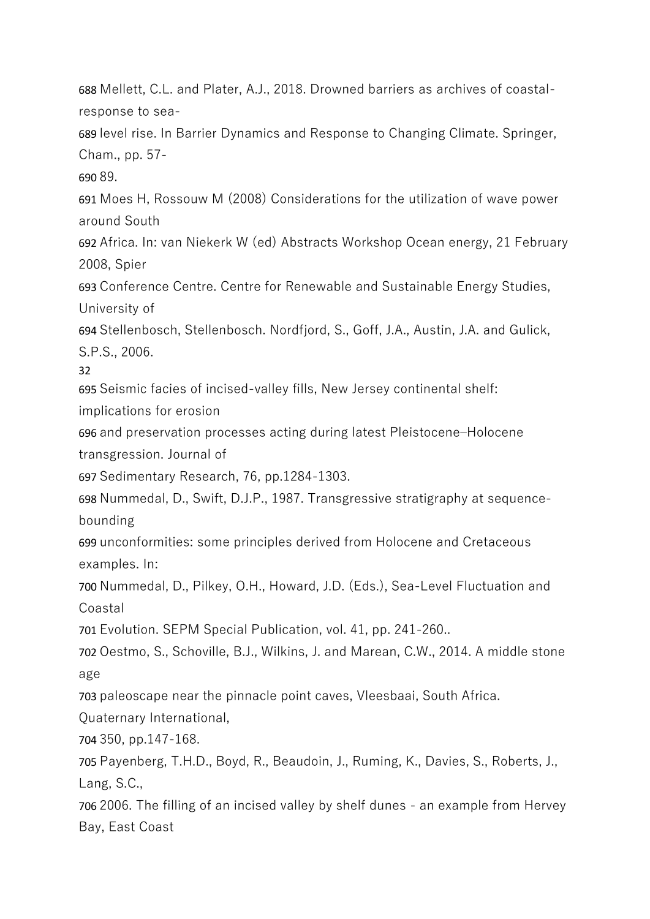688 Mellett, C.L. and Plater, A.J., 2018. Drowned barriers as archives of coastal-response to sea-
689 level rise. In Barrier Dynamics and Response to Changing Climate. Springer, Cham., pp. 57-
690 89.
691 Moes H, Rossouw M (2008) Considerations for the utilization of wave power around South
692 Africa. In: van Niekerk W (ed) Abstracts Workshop Ocean energy, 21 February 2008, Spier
693 Conference Centre. Centre for Renewable and Sustainable Energy Studies, University of
694 Stellenbosch, Stellenbosch. Nordfjord, S., Goff, J.A., Austin, J.A. and Gulick, S.P.S., 2006.
695 Seismic facies of incised-valley fills, New Jersey continental shelf: implications for erosion
696 and preservation processes acting during latest Pleistocene–Holocene transgression. Journal of
697 Sedimentary Research, 76, pp.1284-1303.
698 Nummedal, D., Swift, D.J.P., 1987. Transgressive stratigraphy at sequence-bounding
699 unconformities: some principles derived from Holocene and Cretaceous examples. In:
700 Nummedal, D., Pilkey, O.H., Howard, J.D. (Eds.), Sea-Level Fluctuation and Coastal
701 Evolution. SEPM Special Publication, vol. 41, pp. 241-260..
702 Oestmo, S., Schoville, B.J., Wilkins, J. and Marean, C.W., 2014. A middle stone age
703 paleoscape near the pinnacle point caves, Vleesbaai, South Africa. Quaternary International,
704 350, pp.147-168.
705 Payenberg, T.H.D., Boyd, R., Beaudoin, J., Ruming, K., Davies, S., Roberts, J., Lang, S.C.,
706 2006. The filling of an incised valley by shelf dunes - an example from Hervey Bay, East Coast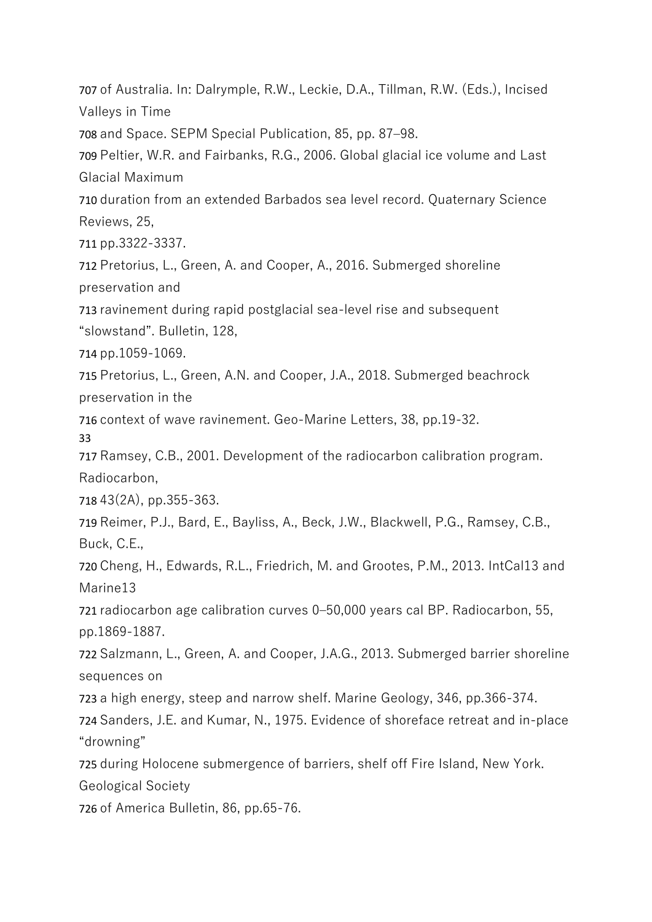707 of Australia. In: Dalrymple, R.W., Leckie, D.A., Tillman, R.W. (Eds.), Incised Valleys in Time
708 and Space. SEPM Special Publication, 85, pp. 87–98.
709 Peltier, W.R. and Fairbanks, R.G., 2006. Global glacial ice volume and Last Glacial Maximum
710 duration from an extended Barbados sea level record. Quaternary Science Reviews, 25,
711 pp.3322-3337.
712 Pretorius, L., Green, A. and Cooper, A., 2016. Submerged shoreline preservation and
713 ravinement during rapid postglacial sea-level rise and subsequent "slowstand". Bulletin, 128,
714 pp.1059-1069.
715 Pretorius, L., Green, A.N. and Cooper, J.A., 2018. Submerged beachrock preservation in the
716 context of wave ravinement. Geo-Marine Letters, 38, pp.19-32.
717 Ramsey, C.B., 2001. Development of the radiocarbon calibration program. Radiocarbon,
718 43(2A), pp.355-363.
719 Reimer, P.J., Bard, E., Bayliss, A., Beck, J.W., Blackwell, P.G., Ramsey, C.B., Buck, C.E.,
720 Cheng, H., Edwards, R.L., Friedrich, M. and Grootes, P.M., 2013. IntCal13 and Marine13
721 radiocarbon age calibration curves 0–50,000 years cal BP. Radiocarbon, 55, pp.1869-1887.
722 Salzmann, L., Green, A. and Cooper, J.A.G., 2013. Submerged barrier shoreline sequences on
723 a high energy, steep and narrow shelf. Marine Geology, 346, pp.366-374.
724 Sanders, J.E. and Kumar, N., 1975. Evidence of shoreface retreat and in-place "drowning"
725 during Holocene submergence of barriers, shelf off Fire Island, New York. Geological Society
726 of America Bulletin, 86, pp.65-76.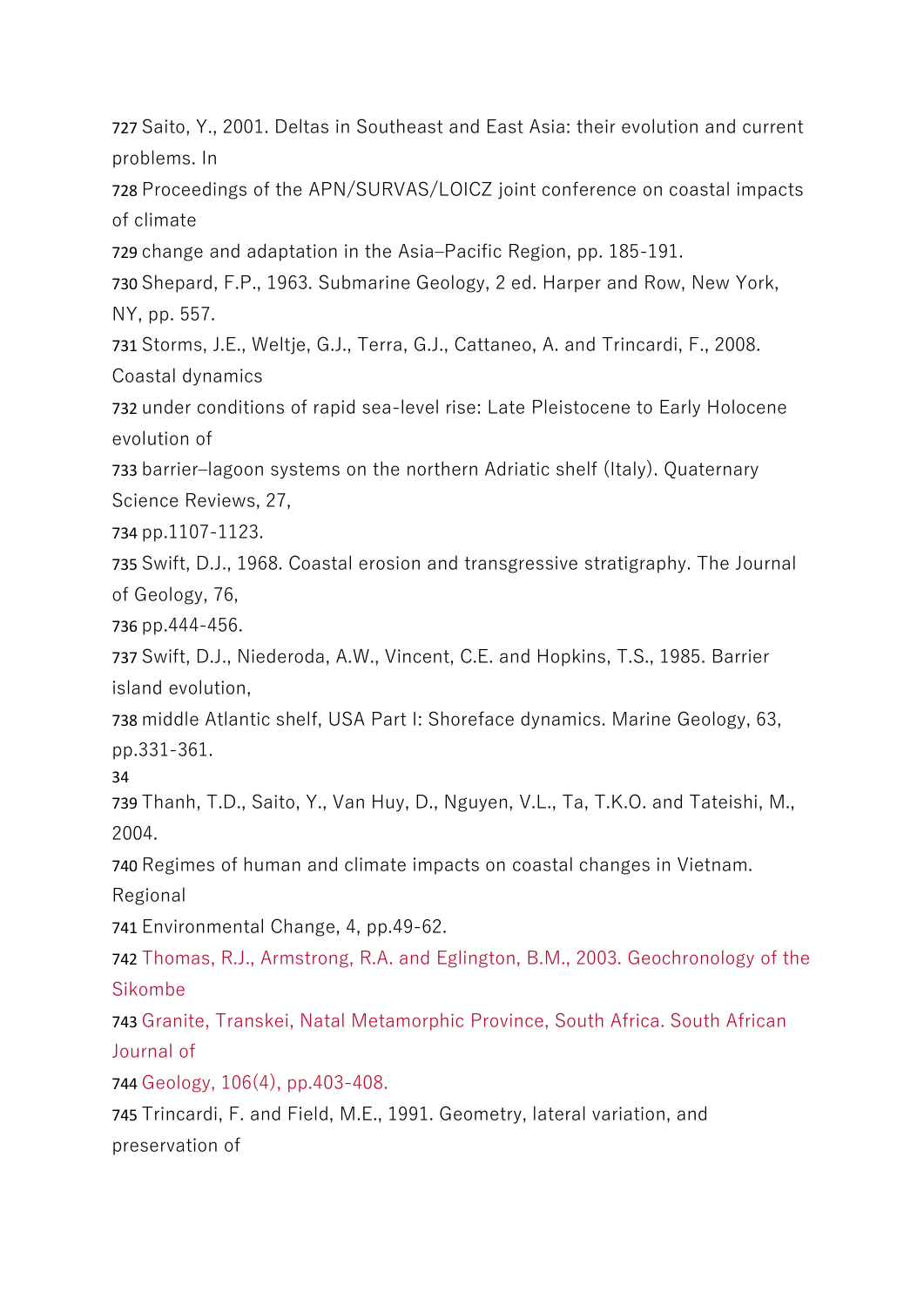727 Saito, Y., 2001. Deltas in Southeast and East Asia: their evolution and current problems. In
728 Proceedings of the APN/SURVAS/LOICZ joint conference on coastal impacts of climate
729 change and adaptation in the Asia–Pacific Region, pp. 185-191.
730 Shepard, F.P., 1963. Submarine Geology, 2 ed. Harper and Row, New York, NY, pp. 557.
731 Storms, J.E., Weltje, G.J., Terra, G.J., Cattaneo, A. and Trincardi, F., 2008. Coastal dynamics
732 under conditions of rapid sea-level rise: Late Pleistocene to Early Holocene evolution of
733 barrier–lagoon systems on the northern Adriatic shelf (Italy). Quaternary Science Reviews, 27,
734 pp.1107-1123.
735 Swift, D.J., 1968. Coastal erosion and transgressive stratigraphy. The Journal of Geology, 76,
736 pp.444-456.
737 Swift, D.J., Niederoda, A.W., Vincent, C.E. and Hopkins, T.S., 1985. Barrier island evolution,
738 middle Atlantic shelf, USA Part I: Shoreface dynamics. Marine Geology, 63, pp.331-361.
739 Thanh, T.D., Saito, Y., Van Huy, D., Nguyen, V.L., Ta, T.K.O. and Tateishi, M., 2004.
740 Regimes of human and climate impacts on coastal changes in Vietnam. Regional
741 Environmental Change, 4, pp.49-62.
742 Thomas, R.J., Armstrong, R.A. and Eglington, B.M., 2003. Geochronology of the Sikombe
743 Granite, Transkei, Natal Metamorphic Province, South Africa. South African Journal of
744 Geology, 106(4), pp.403-408.
745 Trincardi, F. and Field, M.E., 1991. Geometry, lateral variation, and preservation of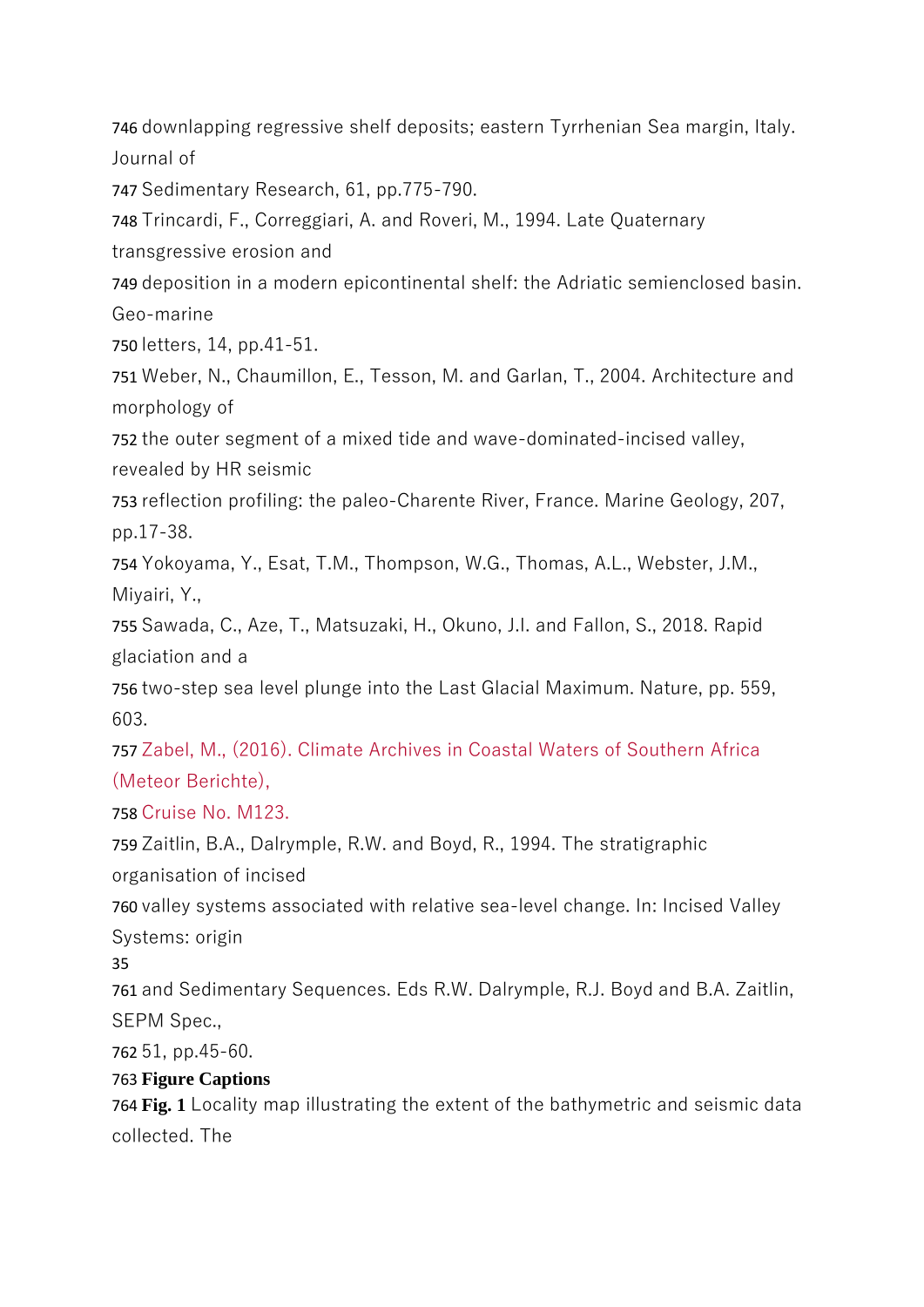746 downlapping regressive shelf deposits; eastern Tyrrhenian Sea margin, Italy. Journal of

747 Sedimentary Research, 61, pp.775-790.

748 Trincardi, F., Correggiari, A. and Roveri, M., 1994. Late Quaternary transgressive erosion and

749 deposition in a modern epicontinental shelf: the Adriatic semienclosed basin. Geo-marine

750 letters, 14, pp.41-51.

751 Weber, N., Chaumillon, E., Tesson, M. and Garlan, T., 2004. Architecture and morphology of

752 the outer segment of a mixed tide and wave-dominated-incised valley, revealed by HR seismic

753 reflection profiling: the paleo-Charente River, France. Marine Geology, 207, pp.17-38.

754 Yokoyama, Y., Esat, T.M., Thompson, W.G., Thomas, A.L., Webster, J.M., Miyairi, Y.,

755 Sawada, C., Aze, T., Matsuzaki, H., Okuno, J.I. and Fallon, S., 2018. Rapid glaciation and a

756 two-step sea level plunge into the Last Glacial Maximum. Nature, pp. 559, 603.

757 Zabel, M., (2016). Climate Archives in Coastal Waters of Southern Africa (Meteor Berichte),

758 Cruise No. M123.

759 Zaitlin, B.A., Dalrymple, R.W. and Boyd, R., 1994. The stratigraphic organisation of incised

760 valley systems associated with relative sea-level change. In: Incised Valley Systems: origin

761 and Sedimentary Sequences. Eds R.W. Dalrymple, R.J. Boyd and B.A. Zaitlin, SEPM Spec.,

762 51, pp.45-60.

763 **Figure Captions**

764 **Fig. 1** Locality map illustrating the extent of the bathymetric and seismic data collected. The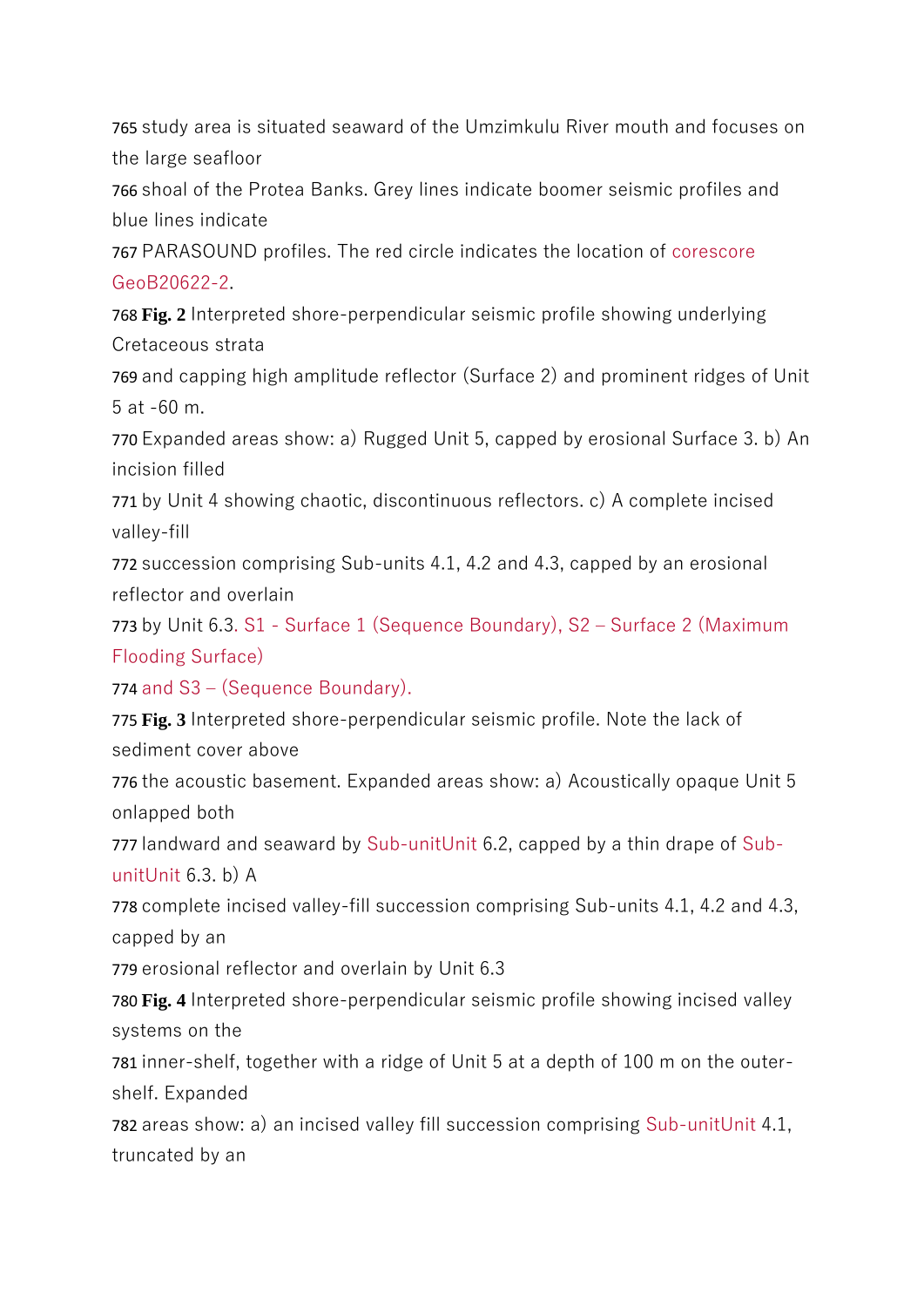765 study area is situated seaward of the Umzimkulu River mouth and focuses on the large seafloor

766 shoal of the Protea Banks. Grey lines indicate boomer seismic profiles and blue lines indicate

767 PARASOUND profiles. The red circle indicates the location of corescore GeoB20622-2.

768 **Fig. 2** Interpreted shore-perpendicular seismic profile showing underlying Cretaceous strata

769 and capping high amplitude reflector (Surface 2) and prominent ridges of Unit 5 at -60 m.

770 Expanded areas show: a) Rugged Unit 5, capped by erosional Surface 3. b) An incision filled

771 by Unit 4 showing chaotic, discontinuous reflectors. c) A complete incised valley-fill

772 succession comprising Sub-units 4.1, 4.2 and 4.3, capped by an erosional reflector and overlain

773 by Unit 6.3. S1 - Surface 1 (Sequence Boundary), S2 – Surface 2 (Maximum Flooding Surface)

774 and S3 – (Sequence Boundary).

775 **Fig. 3** Interpreted shore-perpendicular seismic profile. Note the lack of sediment cover above

776 the acoustic basement. Expanded areas show: a) Acoustically opaque Unit 5 onlapped both

777 landward and seaward by Sub-unitUnit 6.2, capped by a thin drape of Sub-unitUnit 6.3. b) A

778 complete incised valley-fill succession comprising Sub-units 4.1, 4.2 and 4.3, capped by an

779 erosional reflector and overlain by Unit 6.3

780 **Fig. 4** Interpreted shore-perpendicular seismic profile showing incised valley systems on the

781 inner-shelf, together with a ridge of Unit 5 at a depth of 100 m on the outer-shelf. Expanded

782 areas show: a) an incised valley fill succession comprising Sub-unitUnit 4.1, truncated by an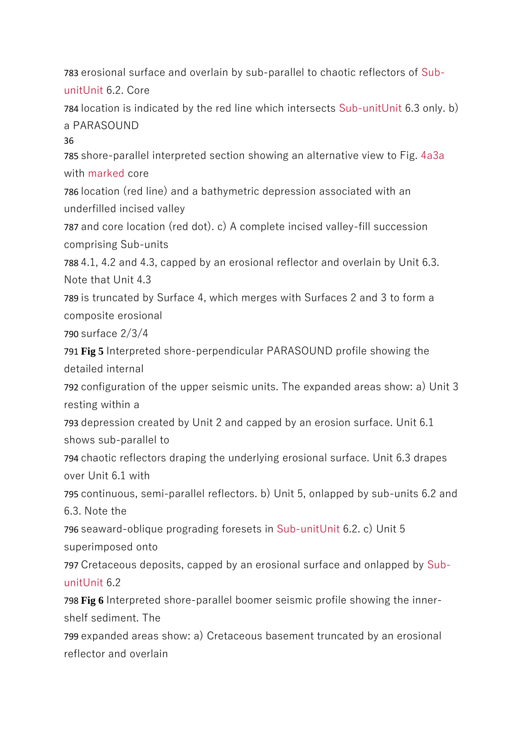783 erosional surface and overlain by sub-parallel to chaotic reflectors of Sub-unitUnit 6.2. Core
784 location is indicated by the red line which intersects Sub-unitUnit 6.3 only. b) a PARASOUND
785 shore-parallel interpreted section showing an alternative view to Fig. 4a3a with marked core
786 location (red line) and a bathymetric depression associated with an underfilled incised valley
787 and core location (red dot). c) A complete incised valley-fill succession comprising Sub-units
788 4.1, 4.2 and 4.3, capped by an erosional reflector and overlain by Unit 6.3. Note that Unit 4.3
789 is truncated by Surface 4, which merges with Surfaces 2 and 3 to form a composite erosional
790 surface 2/3/4
791 **Fig 5** Interpreted shore-perpendicular PARASOUND profile showing the detailed internal
792 configuration of the upper seismic units. The expanded areas show: a) Unit 3 resting within a
793 depression created by Unit 2 and capped by an erosion surface. Unit 6.1 shows sub-parallel to
794 chaotic reflectors draping the underlying erosional surface. Unit 6.3 drapes over Unit 6.1 with
795 continuous, semi-parallel reflectors. b) Unit 5, onlapped by sub-units 6.2 and 6.3. Note the
796 seaward-oblique prograding foresets in Sub-unitUnit 6.2. c) Unit 5 superimposed onto
797 Cretaceous deposits, capped by an erosional surface and onlapped by Sub-unitUnit 6.2
798 **Fig 6** Interpreted shore-parallel boomer seismic profile showing the inner-shelf sediment. The
799 expanded areas show: a) Cretaceous basement truncated by an erosional reflector and overlain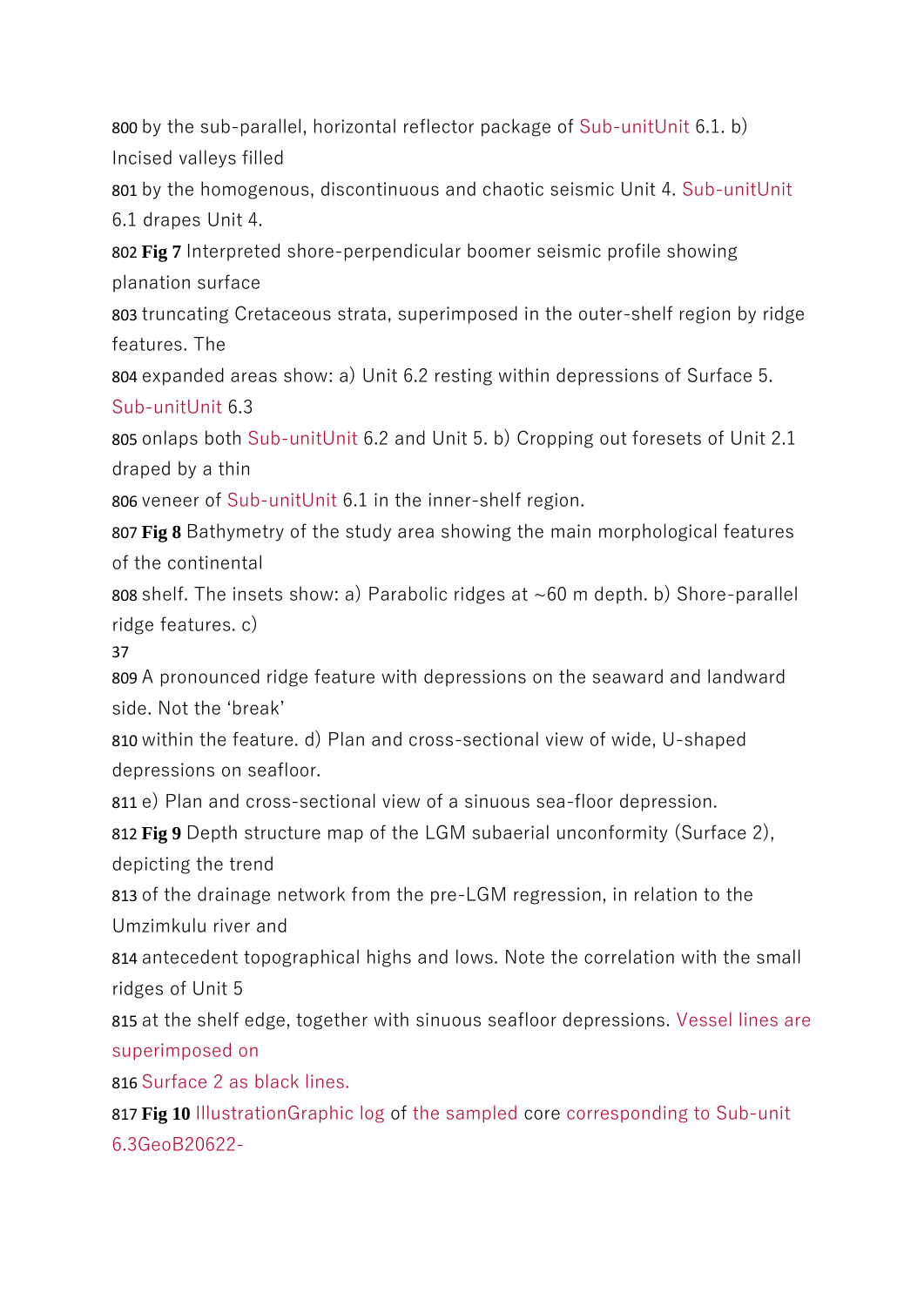800 by the sub-parallel, horizontal reflector package of Sub-unitUnit 6.1. b) Incised valleys filled

801 by the homogenous, discontinuous and chaotic seismic Unit 4. Sub-unitUnit 6.1 drapes Unit 4.

802 **Fig 7** Interpreted shore-perpendicular boomer seismic profile showing planation surface

803 truncating Cretaceous strata, superimposed in the outer-shelf region by ridge features. The

804 expanded areas show: a) Unit 6.2 resting within depressions of Surface 5. Sub-unitUnit 6.3

805 onlaps both Sub-unitUnit 6.2 and Unit 5. b) Cropping out foresets of Unit 2.1 draped by a thin

806 veneer of Sub-unitUnit 6.1 in the inner-shelf region.

807 **Fig 8** Bathymetry of the study area showing the main morphological features of the continental

808 shelf. The insets show: a) Parabolic ridges at ~60 m depth. b) Shore-parallel ridge features. c)

809 A pronounced ridge feature with depressions on the seaward and landward side. Not the 'break'

810 within the feature. d) Plan and cross-sectional view of wide, U-shaped depressions on seafloor.

811 e) Plan and cross-sectional view of a sinuous sea-floor depression.

812 **Fig 9** Depth structure map of the LGM subaerial unconformity (Surface 2), depicting the trend

813 of the drainage network from the pre-LGM regression, in relation to the Umzimkulu river and

814 antecedent topographical highs and lows. Note the correlation with the small ridges of Unit 5

815 at the shelf edge, together with sinuous seafloor depressions. Vessel lines are superimposed on

816 Surface 2 as black lines.

817 **Fig 10** IllustrationGraphic log of the sampled core corresponding to Sub-unit 6.3GeoB20622-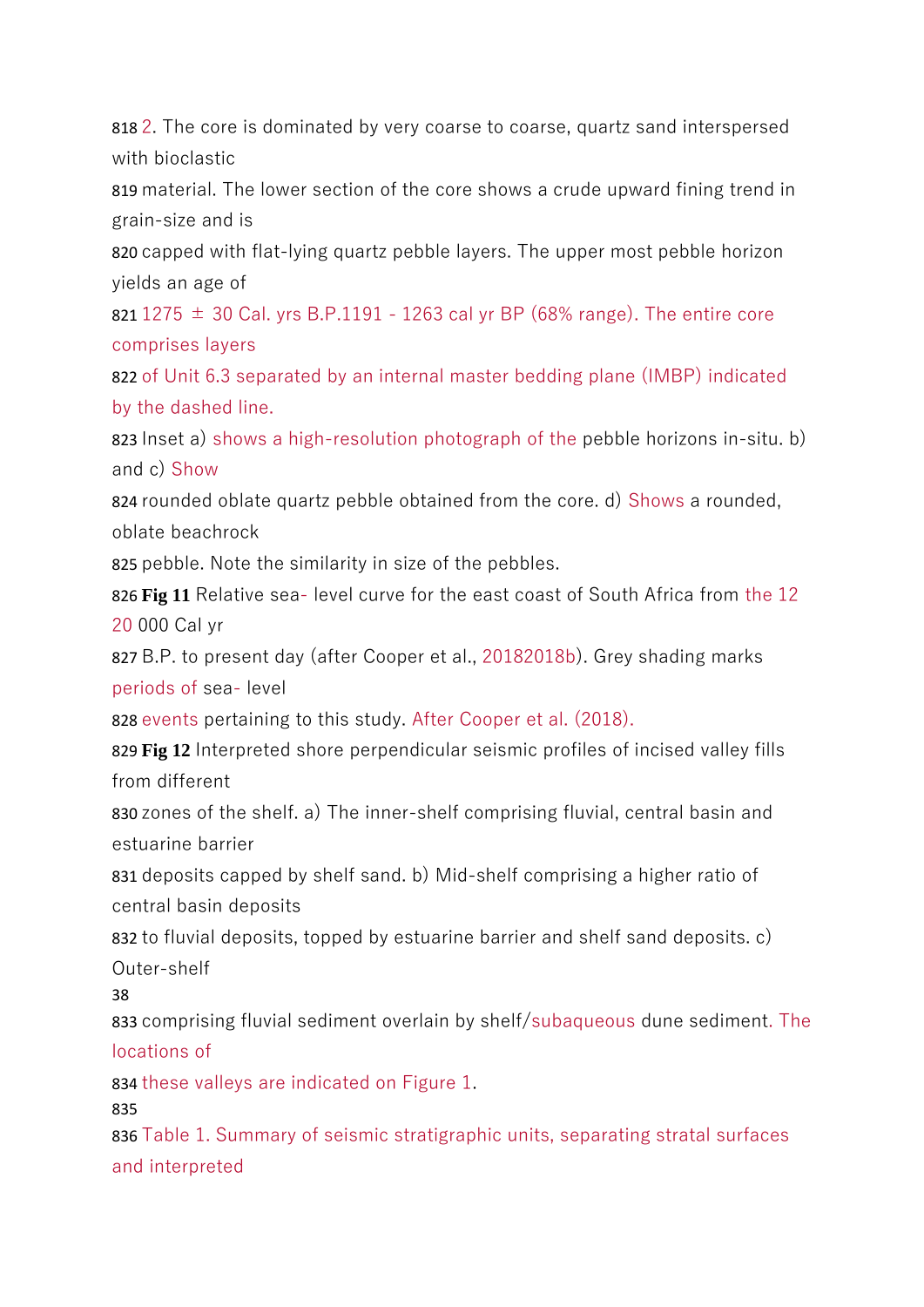818 2. The core is dominated by very coarse to coarse, quartz sand interspersed with bioclastic
819 material. The lower section of the core shows a crude upward fining trend in grain-size and is
820 capped with flat-lying quartz pebble layers. The upper most pebble horizon yields an age of
821 1275 ± 30 Cal. yrs B.P.1191 - 1263 cal yr BP (68% range). The entire core comprises layers
822 of Unit 6.3 separated by an internal master bedding plane (IMBP) indicated by the dashed line.
823 Inset a) shows a high-resolution photograph of the pebble horizons in-situ. b) and c) Show
824 rounded oblate quartz pebble obtained from the core. d) Shows a rounded, oblate beachrock
825 pebble. Note the similarity in size of the pebbles.

826 **Fig 11** Relative sea- level curve for the east coast of South Africa from the 12 20 000 Cal yr
827 B.P. to present day (after Cooper et al., 20182018b). Grey shading marks periods of sea- level
828 events pertaining to this study. After Cooper et al. (2018).

829 **Fig 12** Interpreted shore perpendicular seismic profiles of incised valley fills from different
830 zones of the shelf. a) The inner-shelf comprising fluvial, central basin and estuarine barrier
831 deposits capped by shelf sand. b) Mid-shelf comprising a higher ratio of central basin deposits
832 to fluvial deposits, topped by estuarine barrier and shelf sand deposits. c) Outer-shelf
833 comprising fluvial sediment overlain by shelf/subaqueous dune sediment. The locations of
834 these valleys are indicated on Figure 1.
835
836 Table 1. Summary of seismic stratigraphic units, separating stratal surfaces and interpreted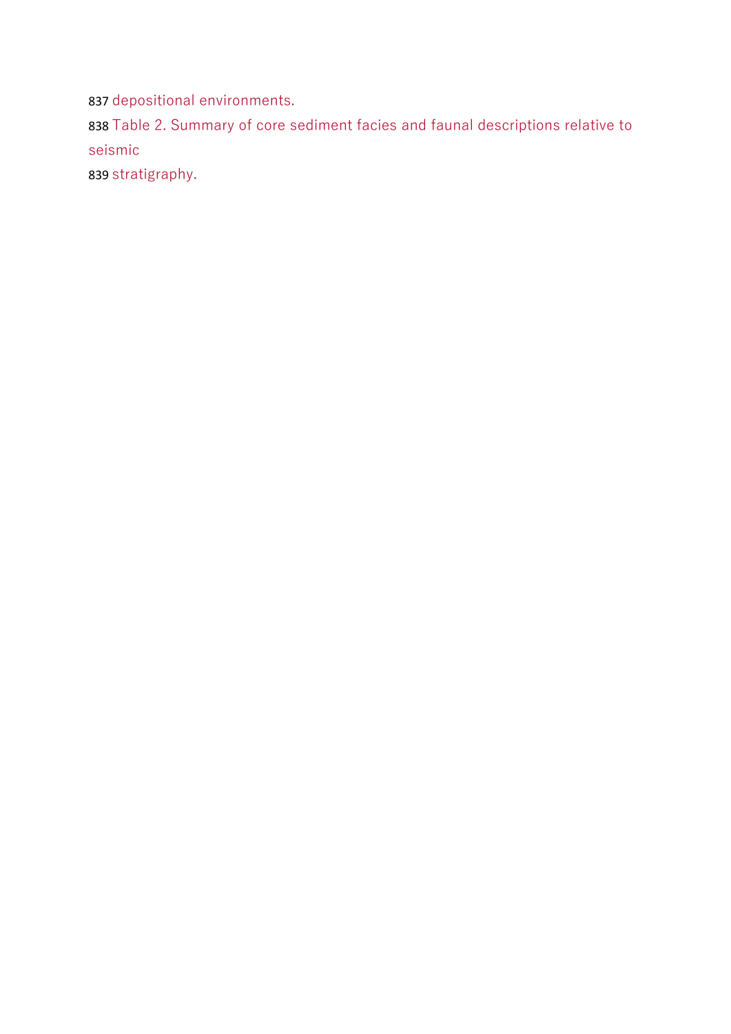depositional environments.

Table 2. Summary of core sediment facies and faunal descriptions relative to seismic stratigraphy.